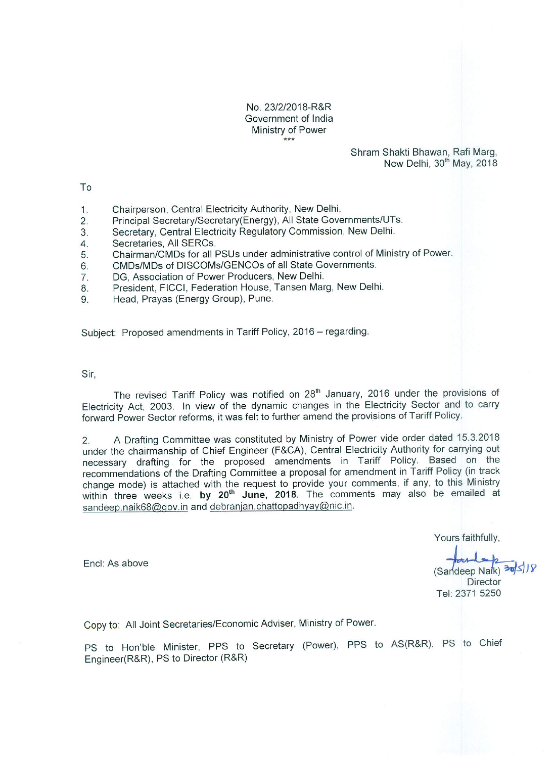No. 23/2/2018-R&R
Government of India
Ministry of Power
\*\*\*

Shram Shakti Bhawan, Rafi Marg,
New Delhi, 30th May, 2018

To

1. Chairperson, Central Electricity Authority, New Delhi.
2. Principal Secretary/Secretary(Energy), All State Governments/UTs.
3. Secretary, Central Electricity Regulatory Commission, New Delhi.
4. Secretaries, All SERCs.
5. Chairman/CMDs for all PSUs under administrative control of Ministry of Power.
6. CMDs/MDs of DISCOMs/GENCOs of all State Governments.
7. DG, Association of Power Producers, New Delhi.
8. President, FICCI, Federation House, Tansen Marg, New Delhi.
9. Head, Prayas (Energy Group), Pune.

Subject: Proposed amendments in Tariff Policy, 2016 – regarding.

Sir,

The revised Tariff Policy was notified on 28th January, 2016 under the provisions of Electricity Act, 2003. In view of the dynamic changes in the Electricity Sector and to carry forward Power Sector reforms, it was felt to further amend the provisions of Tariff Policy.

2. A Drafting Committee was constituted by Ministry of Power vide order dated 15.3.2018 under the chairmanship of Chief Engineer (F&CA), Central Electricity Authority for carrying out necessary drafting for the proposed amendments in Tariff Policy. Based on the recommendations of the Drafting Committee a proposal for amendment in Tariff Policy (in track change mode) is attached with the request to provide your comments, if any, to this Ministry within three weeks i.e. **by 20th June, 2018.** The comments may also be emailed at sandeep.naik68@gov.in and debranjan.chattopadhyay@nic.in.

Yours faithfully,

(Sandeep Naik) 30/5/18
Director
Tel: 2371 5250

Encl: As above

Copy to: All Joint Secretaries/Economic Adviser, Ministry of Power.

PS to Hon'ble Minister, PPS to Secretary (Power), PPS to AS(R&R), PS to Chief Engineer(R&R), PS to Director (R&R)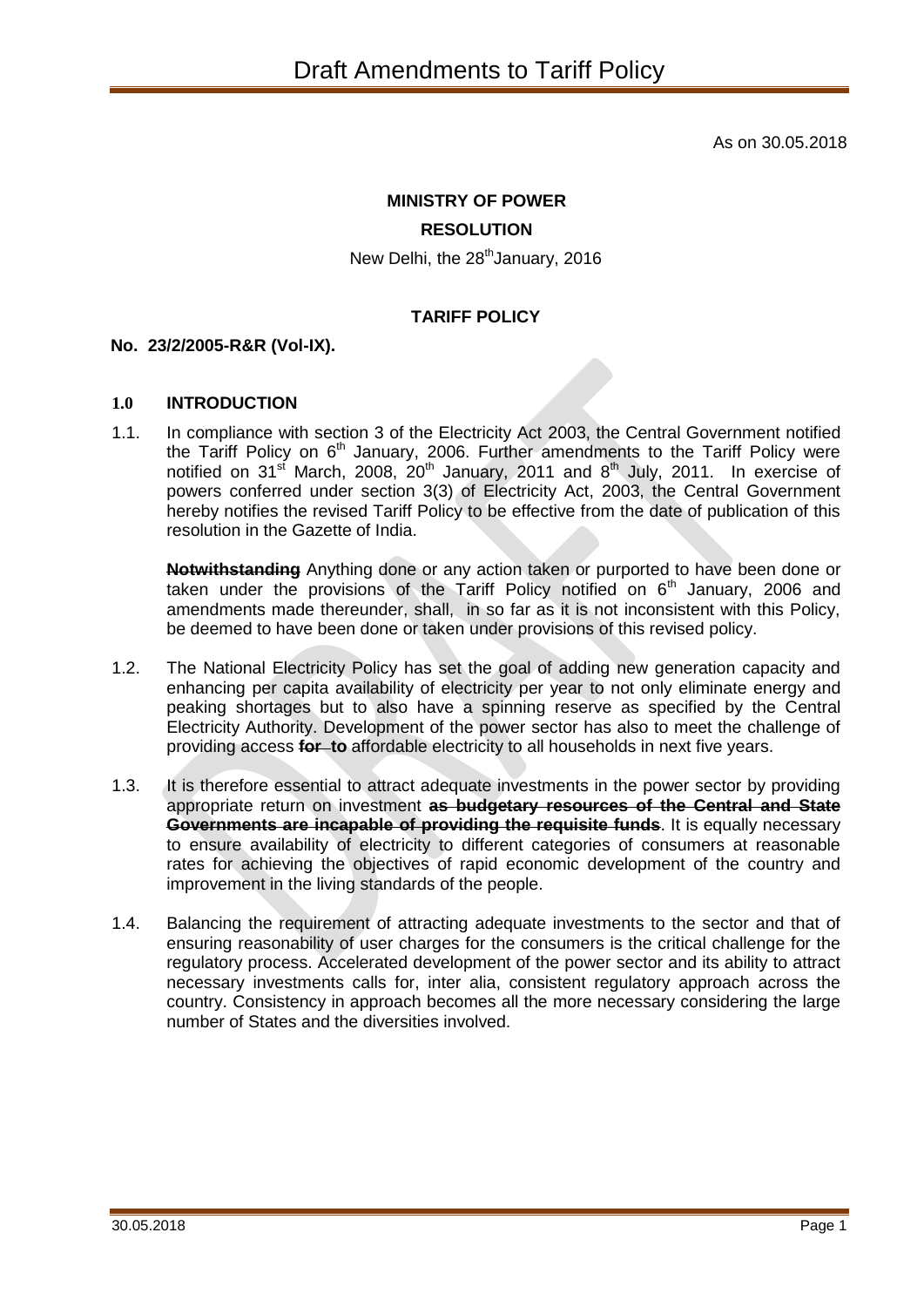As on 30.05.2018

**MINISTRY OF POWER**

**RESOLUTION**

New Delhi, the 28th January, 2016

**TARIFF POLICY**

**No. 23/2/2005-R&R (Vol-IX).**

## 1.0 INTRODUCTION

1.1. In compliance with section 3 of the Electricity Act 2003, the Central Government notified the Tariff Policy on 6th January, 2006. Further amendments to the Tariff Policy were notified on 31st March, 2008, 20th January, 2011 and 8th July, 2011. In exercise of powers conferred under section 3(3) of Electricity Act, 2003, the Central Government hereby notifies the revised Tariff Policy to be effective from the date of publication of this resolution in the Gazette of India.

~~**Notwithstanding**~~ Anything done or any action taken or purported to have been done or taken under the provisions of the Tariff Policy notified on 6th January, 2006 and amendments made thereunder, shall, in so far as it is not inconsistent with this Policy, be deemed to have been done or taken under provisions of this revised policy.

1.2. The National Electricity Policy has set the goal of adding new generation capacity and enhancing per capita availability of electricity per year to not only eliminate energy and peaking shortages but to also have a spinning reserve as specified by the Central Electricity Authority. Development of the power sector has also to meet the challenge of providing access ~~**for**~~ **to** affordable electricity to all households in next five years.

1.3. It is therefore essential to attract adequate investments in the power sector by providing appropriate return on investment ~~**as budgetary resources of the Central and State Governments are incapable of providing the requisite funds**~~. It is equally necessary to ensure availability of electricity to different categories of consumers at reasonable rates for achieving the objectives of rapid economic development of the country and improvement in the living standards of the people.

1.4. Balancing the requirement of attracting adequate investments to the sector and that of ensuring reasonability of user charges for the consumers is the critical challenge for the regulatory process. Accelerated development of the power sector and its ability to attract necessary investments calls for, inter alia, consistent regulatory approach across the country. Consistency in approach becomes all the more necessary considering the large number of States and the diversities involved.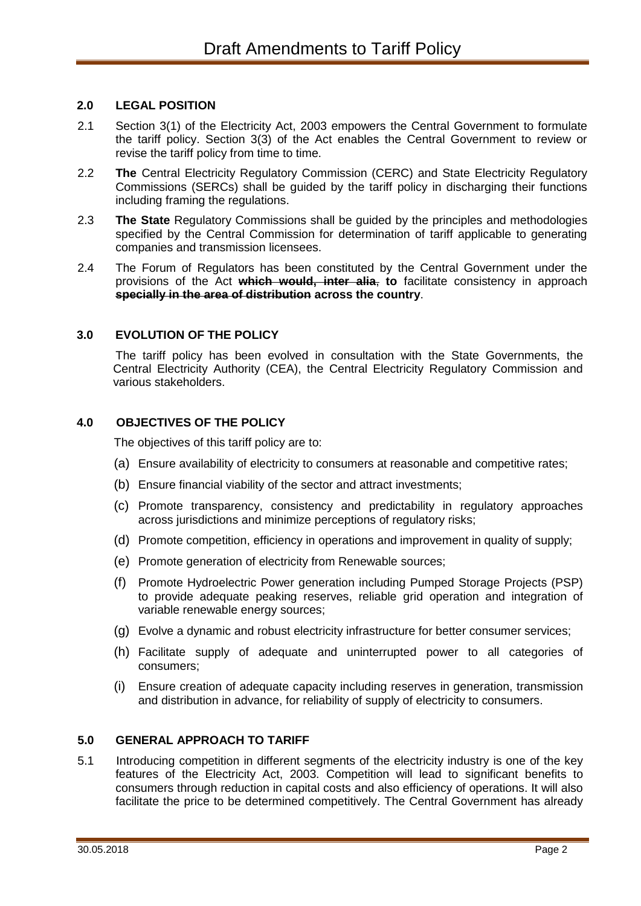## 2.0 LEGAL POSITION

2.1 Section 3(1) of the Electricity Act, 2003 empowers the Central Government to formulate the tariff policy. Section 3(3) of the Act enables the Central Government to review or revise the tariff policy from time to time.

2.2 **The** Central Electricity Regulatory Commission (CERC) and State Electricity Regulatory Commissions (SERCs) shall be guided by the tariff policy in discharging their functions including framing the regulations.

2.3 **The State** Regulatory Commissions shall be guided by the principles and methodologies specified by the Central Commission for determination of tariff applicable to generating companies and transmission licensees.

2.4 The Forum of Regulators has been constituted by the Central Government under the provisions of the Act ~~**which would, inter alia**~~, **to** facilitate consistency in approach ~~**specially in the area of distribution**~~ **across the country**.

## 3.0 EVOLUTION OF THE POLICY

The tariff policy has been evolved in consultation with the State Governments, the Central Electricity Authority (CEA), the Central Electricity Regulatory Commission and various stakeholders.

## 4.0 OBJECTIVES OF THE POLICY

The objectives of this tariff policy are to:

(a) Ensure availability of electricity to consumers at reasonable and competitive rates;

(b) Ensure financial viability of the sector and attract investments;

(c) Promote transparency, consistency and predictability in regulatory approaches across jurisdictions and minimize perceptions of regulatory risks;

(d) Promote competition, efficiency in operations and improvement in quality of supply;

(e) Promote generation of electricity from Renewable sources;

(f) Promote Hydroelectric Power generation including Pumped Storage Projects (PSP) to provide adequate peaking reserves, reliable grid operation and integration of variable renewable energy sources;

(g) Evolve a dynamic and robust electricity infrastructure for better consumer services;

(h) Facilitate supply of adequate and uninterrupted power to all categories of consumers;

(i) Ensure creation of adequate capacity including reserves in generation, transmission and distribution in advance, for reliability of supply of electricity to consumers.

## 5.0 GENERAL APPROACH TO TARIFF

5.1 Introducing competition in different segments of the electricity industry is one of the key features of the Electricity Act, 2003. Competition will lead to significant benefits to consumers through reduction in capital costs and also efficiency of operations. It will also facilitate the price to be determined competitively. The Central Government has already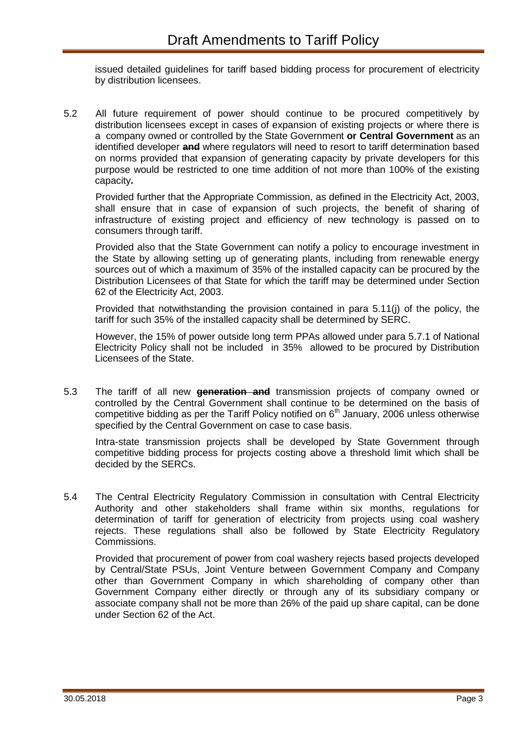issued detailed guidelines for tariff based bidding process for procurement of electricity by distribution licensees.

5.2 All future requirement of power should continue to be procured competitively by distribution licensees except in cases of expansion of existing projects or where there is a company owned or controlled by the State Government **or Central Government** as an identified developer ~~**and**~~ where regulators will need to resort to tariff determination based on norms provided that expansion of generating capacity by private developers for this purpose would be restricted to one time addition of not more than 100% of the existing capacity**.**

Provided further that the Appropriate Commission, as defined in the Electricity Act, 2003, shall ensure that in case of expansion of such projects, the benefit of sharing of infrastructure of existing project and efficiency of new technology is passed on to consumers through tariff.

Provided also that the State Government can notify a policy to encourage investment in the State by allowing setting up of generating plants, including from renewable energy sources out of which a maximum of 35% of the installed capacity can be procured by the Distribution Licensees of that State for which the tariff may be determined under Section 62 of the Electricity Act, 2003.

Provided that notwithstanding the provision contained in para 5.11(j) of the policy, the tariff for such 35% of the installed capacity shall be determined by SERC.

However, the 15% of power outside long term PPAs allowed under para 5.7.1 of National Electricity Policy shall not be included in 35% allowed to be procured by Distribution Licensees of the State.

5.3 The tariff of all new ~~**generation and**~~ transmission projects of company owned or controlled by the Central Government shall continue to be determined on the basis of competitive bidding as per the Tariff Policy notified on 6th January, 2006 unless otherwise specified by the Central Government on case to case basis.

Intra-state transmission projects shall be developed by State Government through competitive bidding process for projects costing above a threshold limit which shall be decided by the SERCs.

5.4 The Central Electricity Regulatory Commission in consultation with Central Electricity Authority and other stakeholders shall frame within six months, regulations for determination of tariff for generation of electricity from projects using coal washery rejects. These regulations shall also be followed by State Electricity Regulatory Commissions.

Provided that procurement of power from coal washery rejects based projects developed by Central/State PSUs, Joint Venture between Government Company and Company other than Government Company in which shareholding of company other than Government Company either directly or through any of its subsidiary company or associate company shall not be more than 26% of the paid up share capital, can be done under Section 62 of the Act.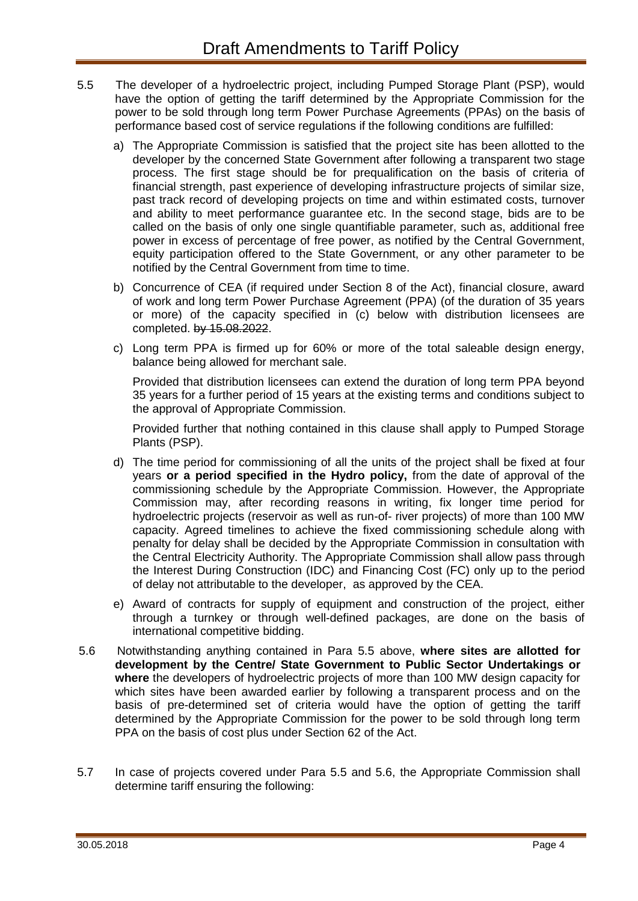5.5 The developer of a hydroelectric project, including Pumped Storage Plant (PSP), would have the option of getting the tariff determined by the Appropriate Commission for the power to be sold through long term Power Purchase Agreements (PPAs) on the basis of performance based cost of service regulations if the following conditions are fulfilled:

a) The Appropriate Commission is satisfied that the project site has been allotted to the developer by the concerned State Government after following a transparent two stage process. The first stage should be for prequalification on the basis of criteria of financial strength, past experience of developing infrastructure projects of similar size, past track record of developing projects on time and within estimated costs, turnover and ability to meet performance guarantee etc. In the second stage, bids are to be called on the basis of only one single quantifiable parameter, such as, additional free power in excess of percentage of free power, as notified by the Central Government, equity participation offered to the State Government, or any other parameter to be notified by the Central Government from time to time.

b) Concurrence of CEA (if required under Section 8 of the Act), financial closure, award of work and long term Power Purchase Agreement (PPA) (of the duration of 35 years or more) of the capacity specified in (c) below with distribution licensees are completed. ~~by 15.08.2022~~.

c) Long term PPA is firmed up for 60% or more of the total saleable design energy, balance being allowed for merchant sale.

   Provided that distribution licensees can extend the duration of long term PPA beyond 35 years for a further period of 15 years at the existing terms and conditions subject to the approval of Appropriate Commission.

   Provided further that nothing contained in this clause shall apply to Pumped Storage Plants (PSP).

d) The time period for commissioning of all the units of the project shall be fixed at four years **or a period specified in the Hydro policy,** from the date of approval of the commissioning schedule by the Appropriate Commission. However, the Appropriate Commission may, after recording reasons in writing, fix longer time period for hydroelectric projects (reservoir as well as run-of- river projects) of more than 100 MW capacity. Agreed timelines to achieve the fixed commissioning schedule along with penalty for delay shall be decided by the Appropriate Commission in consultation with the Central Electricity Authority. The Appropriate Commission shall allow pass through the Interest During Construction (IDC) and Financing Cost (FC) only up to the period of delay not attributable to the developer, as approved by the CEA.

e) Award of contracts for supply of equipment and construction of the project, either through a turnkey or through well-defined packages, are done on the basis of international competitive bidding.

5.6 Notwithstanding anything contained in Para 5.5 above, **where sites are allotted for development by the Centre/ State Government to Public Sector Undertakings or where** the developers of hydroelectric projects of more than 100 MW design capacity for which sites have been awarded earlier by following a transparent process and on the basis of pre-determined set of criteria would have the option of getting the tariff determined by the Appropriate Commission for the power to be sold through long term PPA on the basis of cost plus under Section 62 of the Act.

5.7 In case of projects covered under Para 5.5 and 5.6, the Appropriate Commission shall determine tariff ensuring the following: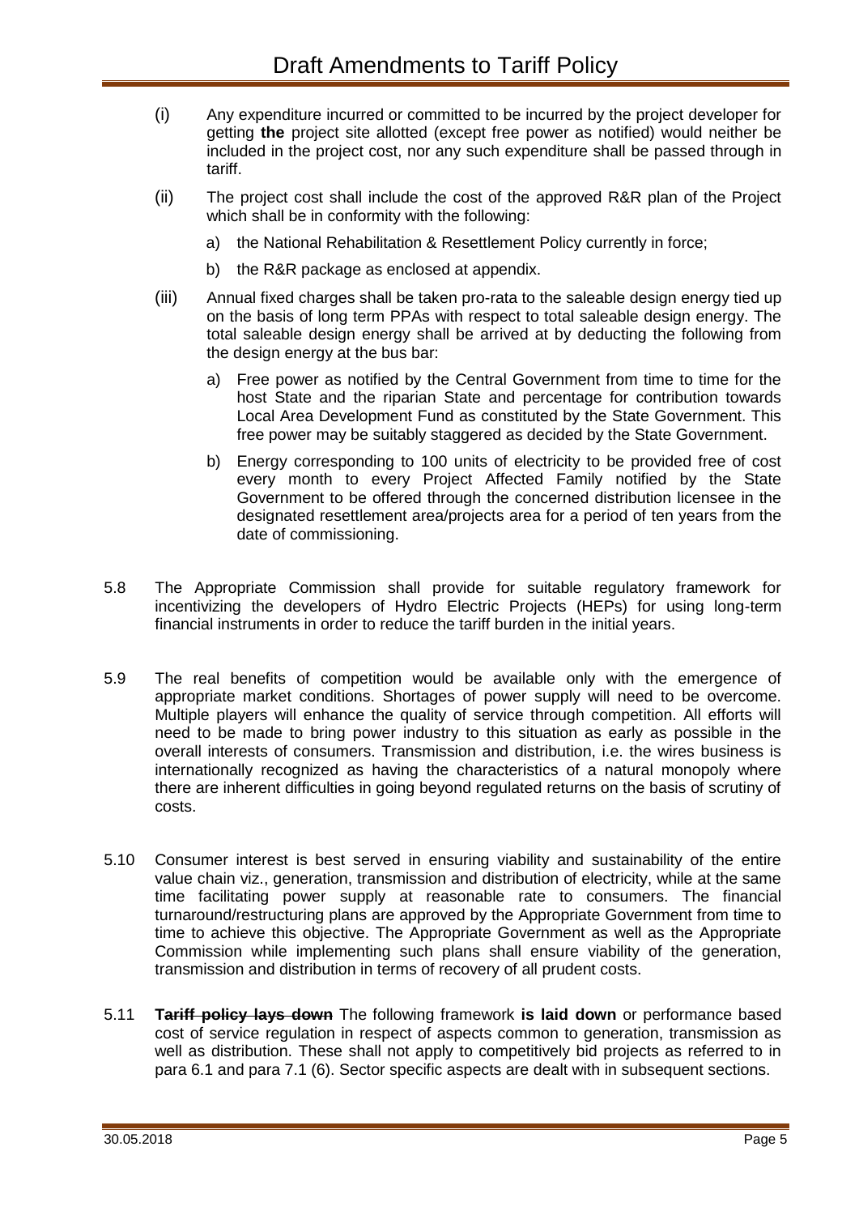(i) Any expenditure incurred or committed to be incurred by the project developer for getting **the** project site allotted (except free power as notified) would neither be included in the project cost, nor any such expenditure shall be passed through in tariff.

(ii) The project cost shall include the cost of the approved R&R plan of the Project which shall be in conformity with the following:

   a) the National Rehabilitation & Resettlement Policy currently in force;

   b) the R&R package as enclosed at appendix.

(iii) Annual fixed charges shall be taken pro-rata to the saleable design energy tied up on the basis of long term PPAs with respect to total saleable design energy. The total saleable design energy shall be arrived at by deducting the following from the design energy at the bus bar:

   a) Free power as notified by the Central Government from time to time for the host State and the riparian State and percentage for contribution towards Local Area Development Fund as constituted by the State Government. This free power may be suitably staggered as decided by the State Government.

   b) Energy corresponding to 100 units of electricity to be provided free of cost every month to every Project Affected Family notified by the State Government to be offered through the concerned distribution licensee in the designated resettlement area/projects area for a period of ten years from the date of commissioning.

5.8 The Appropriate Commission shall provide for suitable regulatory framework for incentivizing the developers of Hydro Electric Projects (HEPs) for using long-term financial instruments in order to reduce the tariff burden in the initial years.

5.9 The real benefits of competition would be available only with the emergence of appropriate market conditions. Shortages of power supply will need to be overcome. Multiple players will enhance the quality of service through competition. All efforts will need to be made to bring power industry to this situation as early as possible in the overall interests of consumers. Transmission and distribution, i.e. the wires business is internationally recognized as having the characteristics of a natural monopoly where there are inherent difficulties in going beyond regulated returns on the basis of scrutiny of costs.

5.10 Consumer interest is best served in ensuring viability and sustainability of the entire value chain viz., generation, transmission and distribution of electricity, while at the same time facilitating power supply at reasonable rate to consumers. The financial turnaround/restructuring plans are approved by the Appropriate Government from time to time to achieve this objective. The Appropriate Government as well as the Appropriate Commission while implementing such plans shall ensure viability of the generation, transmission and distribution in terms of recovery of all prudent costs.

5.11 ~~**Tariff policy lays down**~~ The following framework **is laid down** or performance based cost of service regulation in respect of aspects common to generation, transmission as well as distribution. These shall not apply to competitively bid projects as referred to in para 6.1 and para 7.1 (6). Sector specific aspects are dealt with in subsequent sections.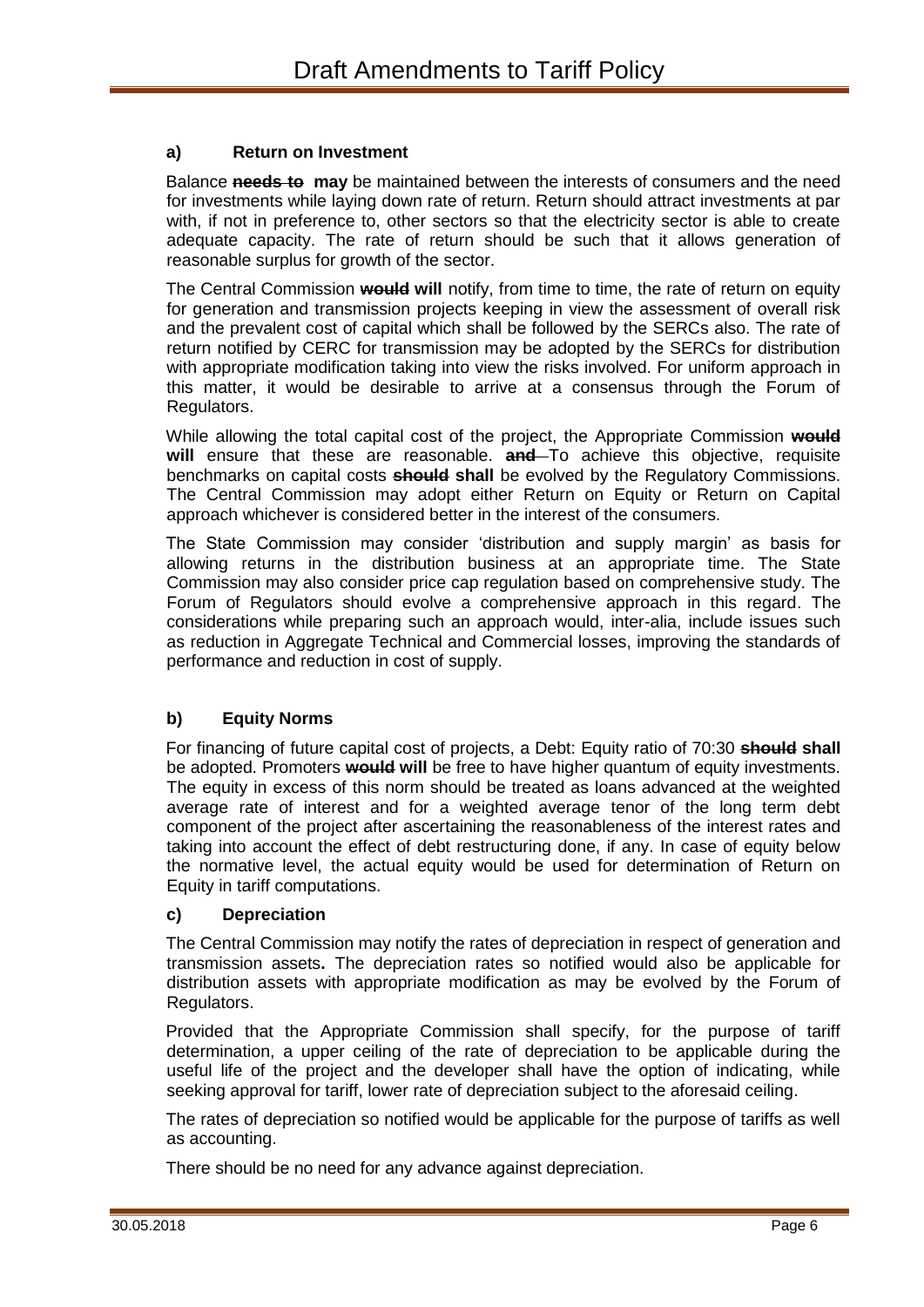#### a) Return on Investment

Balance ~~needs to~~ **may** be maintained between the interests of consumers and the need for investments while laying down rate of return. Return should attract investments at par with, if not in preference to, other sectors so that the electricity sector is able to create adequate capacity. The rate of return should be such that it allows generation of reasonable surplus for growth of the sector.

The Central Commission ~~would~~ **will** notify, from time to time, the rate of return on equity for generation and transmission projects keeping in view the assessment of overall risk and the prevalent cost of capital which shall be followed by the SERCs also. The rate of return notified by CERC for transmission may be adopted by the SERCs for distribution with appropriate modification taking into view the risks involved. For uniform approach in this matter, it would be desirable to arrive at a consensus through the Forum of Regulators.

While allowing the total capital cost of the project, the Appropriate Commission ~~would~~ **will** ensure that these are reasonable. ~~and~~ To achieve this objective, requisite benchmarks on capital costs ~~should~~ **shall** be evolved by the Regulatory Commissions. The Central Commission may adopt either Return on Equity or Return on Capital approach whichever is considered better in the interest of the consumers.

The State Commission may consider 'distribution and supply margin' as basis for allowing returns in the distribution business at an appropriate time. The State Commission may also consider price cap regulation based on comprehensive study. The Forum of Regulators should evolve a comprehensive approach in this regard. The considerations while preparing such an approach would, inter-alia, include issues such as reduction in Aggregate Technical and Commercial losses, improving the standards of performance and reduction in cost of supply.

#### b) Equity Norms

For financing of future capital cost of projects, a Debt: Equity ratio of 70:30 ~~should~~ **shall** be adopted. Promoters ~~would~~ **will** be free to have higher quantum of equity investments. The equity in excess of this norm should be treated as loans advanced at the weighted average rate of interest and for a weighted average tenor of the long term debt component of the project after ascertaining the reasonableness of the interest rates and taking into account the effect of debt restructuring done, if any. In case of equity below the normative level, the actual equity would be used for determination of Return on Equity in tariff computations.

#### c) Depreciation

The Central Commission may notify the rates of depreciation in respect of generation and transmission assets**.** The depreciation rates so notified would also be applicable for distribution assets with appropriate modification as may be evolved by the Forum of Regulators.

Provided that the Appropriate Commission shall specify, for the purpose of tariff determination, a upper ceiling of the rate of depreciation to be applicable during the useful life of the project and the developer shall have the option of indicating, while seeking approval for tariff, lower rate of depreciation subject to the aforesaid ceiling.

The rates of depreciation so notified would be applicable for the purpose of tariffs as well as accounting.

There should be no need for any advance against depreciation.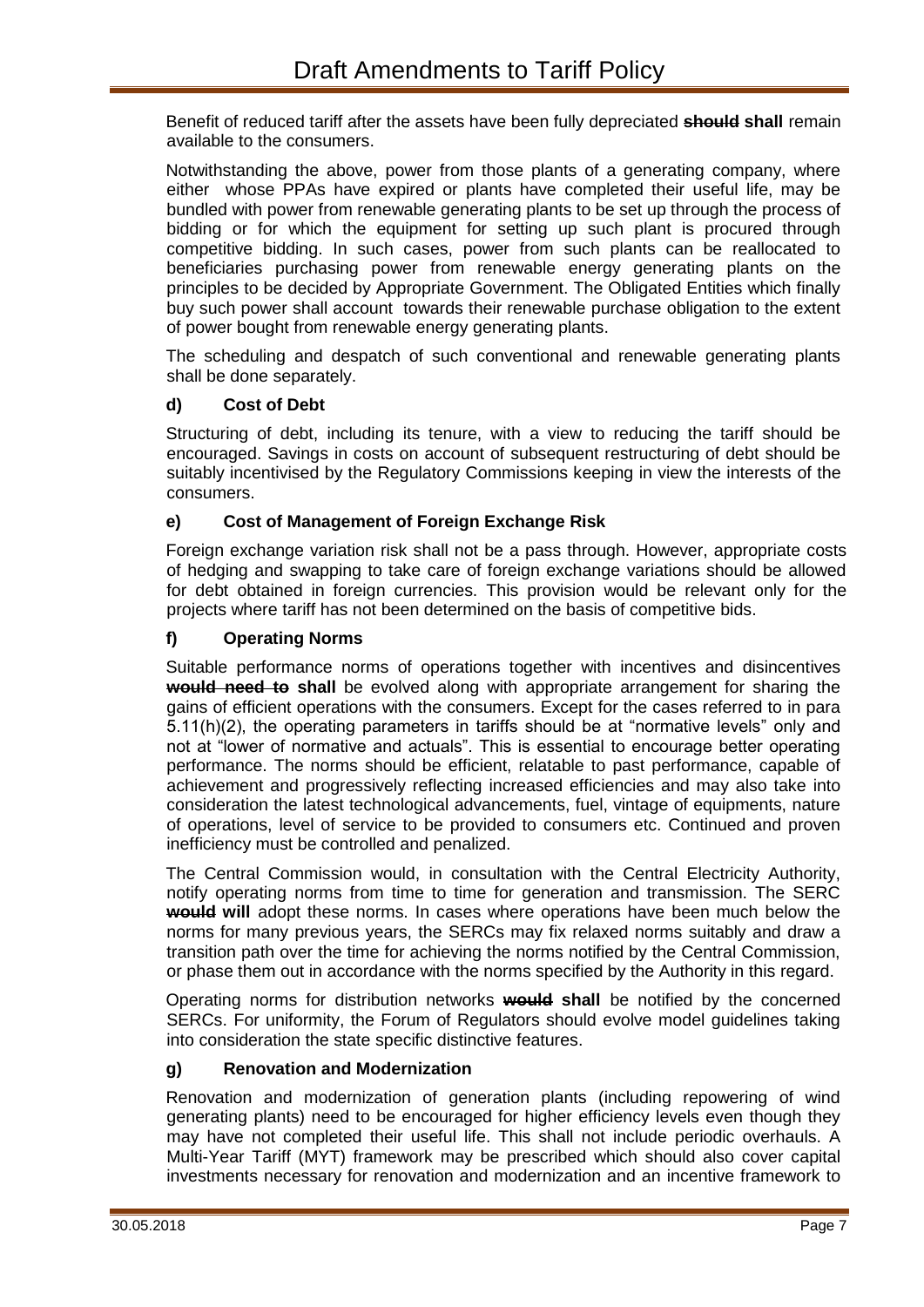Benefit of reduced tariff after the assets have been fully depreciated ~~**should**~~ **shall** remain available to the consumers.

Notwithstanding the above, power from those plants of a generating company, where either whose PPAs have expired or plants have completed their useful life, may be bundled with power from renewable generating plants to be set up through the process of bidding or for which the equipment for setting up such plant is procured through competitive bidding. In such cases, power from such plants can be reallocated to beneficiaries purchasing power from renewable energy generating plants on the principles to be decided by Appropriate Government. The Obligated Entities which finally buy such power shall account towards their renewable purchase obligation to the extent of power bought from renewable energy generating plants.

The scheduling and despatch of such conventional and renewable generating plants shall be done separately.

**d) Cost of Debt**

Structuring of debt, including its tenure, with a view to reducing the tariff should be encouraged. Savings in costs on account of subsequent restructuring of debt should be suitably incentivised by the Regulatory Commissions keeping in view the interests of the consumers.

**e) Cost of Management of Foreign Exchange Risk**

Foreign exchange variation risk shall not be a pass through. However, appropriate costs of hedging and swapping to take care of foreign exchange variations should be allowed for debt obtained in foreign currencies. This provision would be relevant only for the projects where tariff has not been determined on the basis of competitive bids.

**f) Operating Norms**

Suitable performance norms of operations together with incentives and disincentives ~~**would need to**~~ **shall** be evolved along with appropriate arrangement for sharing the gains of efficient operations with the consumers. Except for the cases referred to in para 5.11(h)(2), the operating parameters in tariffs should be at "normative levels" only and not at "lower of normative and actuals". This is essential to encourage better operating performance. The norms should be efficient, relatable to past performance, capable of achievement and progressively reflecting increased efficiencies and may also take into consideration the latest technological advancements, fuel, vintage of equipments, nature of operations, level of service to be provided to consumers etc. Continued and proven inefficiency must be controlled and penalized.

The Central Commission would, in consultation with the Central Electricity Authority, notify operating norms from time to time for generation and transmission. The SERC ~~**would**~~ **will** adopt these norms. In cases where operations have been much below the norms for many previous years, the SERCs may fix relaxed norms suitably and draw a transition path over the time for achieving the norms notified by the Central Commission, or phase them out in accordance with the norms specified by the Authority in this regard.

Operating norms for distribution networks ~~**would**~~ **shall** be notified by the concerned SERCs. For uniformity, the Forum of Regulators should evolve model guidelines taking into consideration the state specific distinctive features.

**g) Renovation and Modernization**

Renovation and modernization of generation plants (including repowering of wind generating plants) need to be encouraged for higher efficiency levels even though they may have not completed their useful life. This shall not include periodic overhauls. A Multi-Year Tariff (MYT) framework may be prescribed which should also cover capital investments necessary for renovation and modernization and an incentive framework to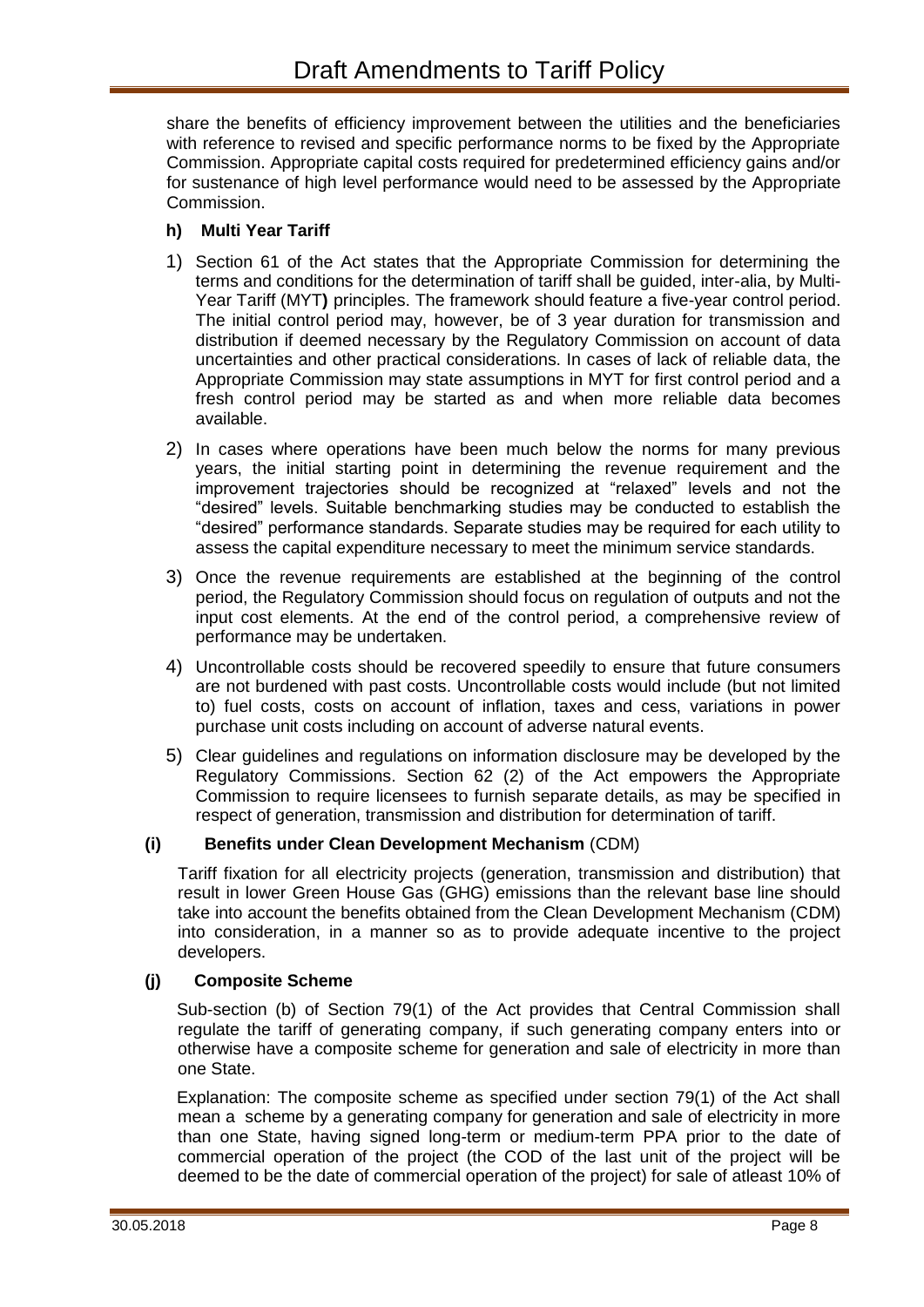share the benefits of efficiency improvement between the utilities and the beneficiaries with reference to revised and specific performance norms to be fixed by the Appropriate Commission. Appropriate capital costs required for predetermined efficiency gains and/or for sustenance of high level performance would need to be assessed by the Appropriate Commission.

**h) Multi Year Tariff**

1) Section 61 of the Act states that the Appropriate Commission for determining the terms and conditions for the determination of tariff shall be guided, inter-alia, by Multi-Year Tariff (MYT**)** principles. The framework should feature a five-year control period. The initial control period may, however, be of 3 year duration for transmission and distribution if deemed necessary by the Regulatory Commission on account of data uncertainties and other practical considerations. In cases of lack of reliable data, the Appropriate Commission may state assumptions in MYT for first control period and a fresh control period may be started as and when more reliable data becomes available.

2) In cases where operations have been much below the norms for many previous years, the initial starting point in determining the revenue requirement and the improvement trajectories should be recognized at "relaxed" levels and not the "desired" levels. Suitable benchmarking studies may be conducted to establish the "desired" performance standards. Separate studies may be required for each utility to assess the capital expenditure necessary to meet the minimum service standards.

3) Once the revenue requirements are established at the beginning of the control period, the Regulatory Commission should focus on regulation of outputs and not the input cost elements. At the end of the control period, a comprehensive review of performance may be undertaken.

4) Uncontrollable costs should be recovered speedily to ensure that future consumers are not burdened with past costs. Uncontrollable costs would include (but not limited to) fuel costs, costs on account of inflation, taxes and cess, variations in power purchase unit costs including on account of adverse natural events.

5) Clear guidelines and regulations on information disclosure may be developed by the Regulatory Commissions. Section 62 (2) of the Act empowers the Appropriate Commission to require licensees to furnish separate details, as may be specified in respect of generation, transmission and distribution for determination of tariff.

**(i) Benefits under Clean Development Mechanism** (CDM)

Tariff fixation for all electricity projects (generation, transmission and distribution) that result in lower Green House Gas (GHG) emissions than the relevant base line should take into account the benefits obtained from the Clean Development Mechanism (CDM) into consideration, in a manner so as to provide adequate incentive to the project developers.

**(j) Composite Scheme**

Sub-section (b) of Section 79(1) of the Act provides that Central Commission shall regulate the tariff of generating company, if such generating company enters into or otherwise have a composite scheme for generation and sale of electricity in more than one State.

Explanation: The composite scheme as specified under section 79(1) of the Act shall mean a scheme by a generating company for generation and sale of electricity in more than one State, having signed long-term or medium-term PPA prior to the date of commercial operation of the project (the COD of the last unit of the project will be deemed to be the date of commercial operation of the project) for sale of atleast 10% of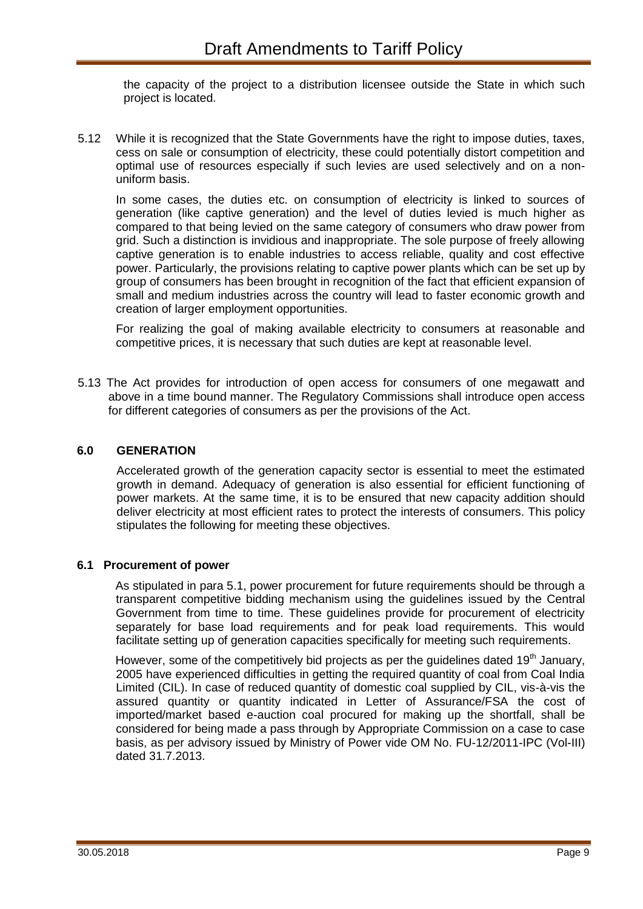the capacity of the project to a distribution licensee outside the State in which such project is located.

5.12 While it is recognized that the State Governments have the right to impose duties, taxes, cess on sale or consumption of electricity, these could potentially distort competition and optimal use of resources especially if such levies are used selectively and on a non-uniform basis.

In some cases, the duties etc. on consumption of electricity is linked to sources of generation (like captive generation) and the level of duties levied is much higher as compared to that being levied on the same category of consumers who draw power from grid. Such a distinction is invidious and inappropriate. The sole purpose of freely allowing captive generation is to enable industries to access reliable, quality and cost effective power. Particularly, the provisions relating to captive power plants which can be set up by group of consumers has been brought in recognition of the fact that efficient expansion of small and medium industries across the country will lead to faster economic growth and creation of larger employment opportunities.

For realizing the goal of making available electricity to consumers at reasonable and competitive prices, it is necessary that such duties are kept at reasonable level.

5.13 The Act provides for introduction of open access for consumers of one megawatt and above in a time bound manner. The Regulatory Commissions shall introduce open access for different categories of consumers as per the provisions of the Act.

## 6.0 GENERATION

Accelerated growth of the generation capacity sector is essential to meet the estimated growth in demand. Adequacy of generation is also essential for efficient functioning of power markets. At the same time, it is to be ensured that new capacity addition should deliver electricity at most efficient rates to protect the interests of consumers. This policy stipulates the following for meeting these objectives.

### 6.1 Procurement of power

As stipulated in para 5.1, power procurement for future requirements should be through a transparent competitive bidding mechanism using the guidelines issued by the Central Government from time to time. These guidelines provide for procurement of electricity separately for base load requirements and for peak load requirements. This would facilitate setting up of generation capacities specifically for meeting such requirements.

However, some of the competitively bid projects as per the guidelines dated 19th January, 2005 have experienced difficulties in getting the required quantity of coal from Coal India Limited (CIL). In case of reduced quantity of domestic coal supplied by CIL, vis-à-vis the assured quantity or quantity indicated in Letter of Assurance/FSA the cost of imported/market based e-auction coal procured for making up the shortfall, shall be considered for being made a pass through by Appropriate Commission on a case to case basis, as per advisory issued by Ministry of Power vide OM No. FU-12/2011-IPC (Vol-III) dated 31.7.2013.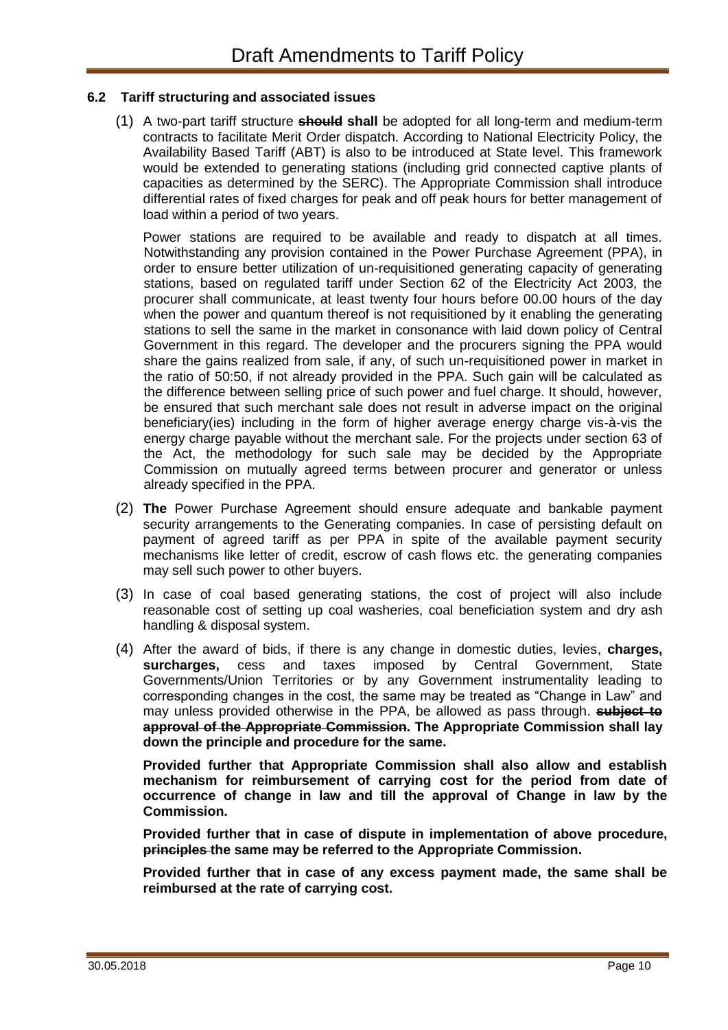### 6.2 Tariff structuring and associated issues

(1) A two-part tariff structure ~~**should**~~ **shall** be adopted for all long-term and medium-term contracts to facilitate Merit Order dispatch. According to National Electricity Policy, the Availability Based Tariff (ABT) is also to be introduced at State level. This framework would be extended to generating stations (including grid connected captive plants of capacities as determined by the SERC). The Appropriate Commission shall introduce differential rates of fixed charges for peak and off peak hours for better management of load within a period of two years.

Power stations are required to be available and ready to dispatch at all times. Notwithstanding any provision contained in the Power Purchase Agreement (PPA), in order to ensure better utilization of un-requisitioned generating capacity of generating stations, based on regulated tariff under Section 62 of the Electricity Act 2003, the procurer shall communicate, at least twenty four hours before 00.00 hours of the day when the power and quantum thereof is not requisitioned by it enabling the generating stations to sell the same in the market in consonance with laid down policy of Central Government in this regard. The developer and the procurers signing the PPA would share the gains realized from sale, if any, of such un-requisitioned power in market in the ratio of 50:50, if not already provided in the PPA. Such gain will be calculated as the difference between selling price of such power and fuel charge. It should, however, be ensured that such merchant sale does not result in adverse impact on the original beneficiary(ies) including in the form of higher average energy charge vis-à-vis the energy charge payable without the merchant sale. For the projects under section 63 of the Act, the methodology for such sale may be decided by the Appropriate Commission on mutually agreed terms between procurer and generator or unless already specified in the PPA.

(2) **The** Power Purchase Agreement should ensure adequate and bankable payment security arrangements to the Generating companies. In case of persisting default on payment of agreed tariff as per PPA in spite of the available payment security mechanisms like letter of credit, escrow of cash flows etc. the generating companies may sell such power to other buyers.

(3) In case of coal based generating stations, the cost of project will also include reasonable cost of setting up coal washeries, coal beneficiation system and dry ash handling & disposal system.

(4) After the award of bids, if there is any change in domestic duties, levies, **charges, surcharges,** cess and taxes imposed by Central Government, State Governments/Union Territories or by any Government instrumentality leading to corresponding changes in the cost, the same may be treated as "Change in Law" and may unless provided otherwise in the PPA, be allowed as pass through. ~~**subject to approval of the Appropriate Commission**~~. **The Appropriate Commission shall lay down the principle and procedure for the same.**

**Provided further that Appropriate Commission shall also allow and establish mechanism for reimbursement of carrying cost for the period from date of occurrence of change in law and till the approval of Change in law by the Commission.**

**Provided further that in case of dispute in implementation of above procedure, ~~principles~~ the same may be referred to the Appropriate Commission.**

**Provided further that in case of any excess payment made, the same shall be reimbursed at the rate of carrying cost.**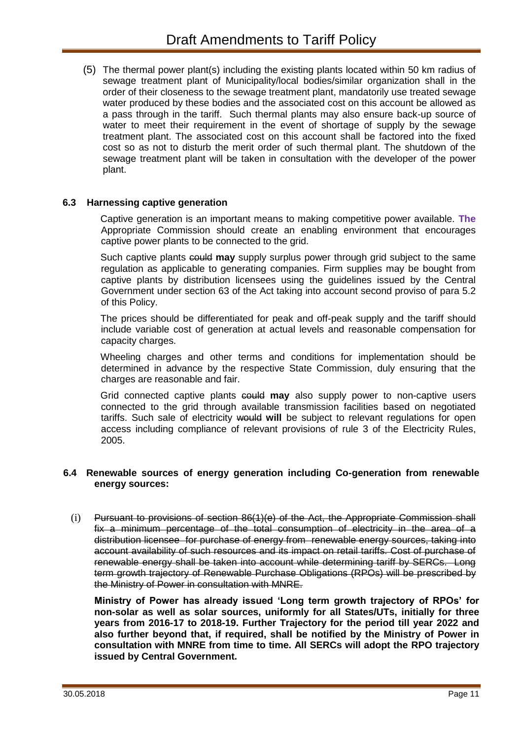(5) The thermal power plant(s) including the existing plants located within 50 km radius of sewage treatment plant of Municipality/local bodies/similar organization shall in the order of their closeness to the sewage treatment plant, mandatorily use treated sewage water produced by these bodies and the associated cost on this account be allowed as a pass through in the tariff. Such thermal plants may also ensure back-up source of water to meet their requirement in the event of shortage of supply by the sewage treatment plant. The associated cost on this account shall be factored into the fixed cost so as not to disturb the merit order of such thermal plant. The shutdown of the sewage treatment plant will be taken in consultation with the developer of the power plant.

### 6.3 Harnessing captive generation

Captive generation is an important means to making competitive power available. **The** Appropriate Commission should create an enabling environment that encourages captive power plants to be connected to the grid.

Such captive plants ~~could~~ **may** supply surplus power through grid subject to the same regulation as applicable to generating companies. Firm supplies may be bought from captive plants by distribution licensees using the guidelines issued by the Central Government under section 63 of the Act taking into account second proviso of para 5.2 of this Policy.

The prices should be differentiated for peak and off-peak supply and the tariff should include variable cost of generation at actual levels and reasonable compensation for capacity charges.

Wheeling charges and other terms and conditions for implementation should be determined in advance by the respective State Commission, duly ensuring that the charges are reasonable and fair.

Grid connected captive plants ~~could~~ **may** also supply power to non-captive users connected to the grid through available transmission facilities based on negotiated tariffs. Such sale of electricity ~~would~~ **will** be subject to relevant regulations for open access including compliance of relevant provisions of rule 3 of the Electricity Rules, 2005.

### 6.4 Renewable sources of energy generation including Co-generation from renewable energy sources:

(i) ~~Pursuant to provisions of section 86(1)(e) of the Act, the Appropriate Commission shall fix a minimum percentage of the total consumption of electricity in the area of a distribution licensee for purchase of energy from renewable energy sources, taking into account availability of such resources and its impact on retail tariffs. Cost of purchase of renewable energy shall be taken into account while determining tariff by SERCs. Long term growth trajectory of Renewable Purchase Obligations (RPOs) will be prescribed by the Ministry of Power in consultation with MNRE.~~

**Ministry of Power has already issued 'Long term growth trajectory of RPOs' for non-solar as well as solar sources, uniformly for all States/UTs, initially for three years from 2016-17 to 2018-19. Further Trajectory for the period till year 2022 and also further beyond that, if required, shall be notified by the Ministry of Power in consultation with MNRE from time to time. All SERCs will adopt the RPO trajectory issued by Central Government.**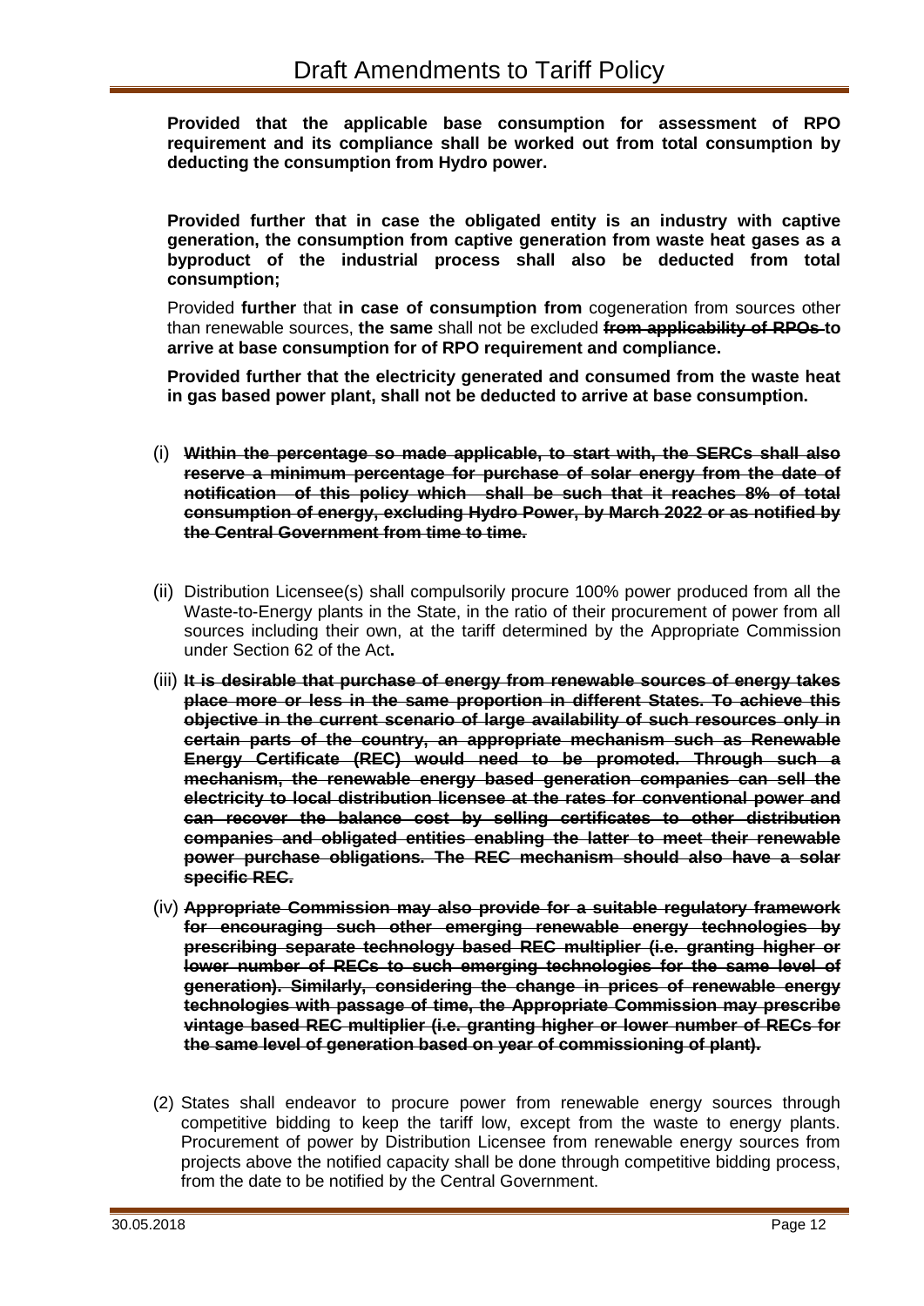**Provided that the applicable base consumption for assessment of RPO requirement and its compliance shall be worked out from total consumption by deducting the consumption from Hydro power.**

**Provided further that in case the obligated entity is an industry with captive generation, the consumption from captive generation from waste heat gases as a byproduct of the industrial process shall also be deducted from total consumption;**

Provided **further** that **in case of consumption from** cogeneration from sources other than renewable sources, **the same** shall not be excluded ~~**from applicability of RPOs**~~ **to arrive at base consumption for of RPO requirement and compliance.**

**Provided further that the electricity generated and consumed from the waste heat in gas based power plant, shall not be deducted to arrive at base consumption.**

(i) ~~**Within the percentage so made applicable, to start with, the SERCs shall also reserve a minimum percentage for purchase of solar energy from the date of notification of this policy which shall be such that it reaches 8% of total consumption of energy, excluding Hydro Power, by March 2022 or as notified by the Central Government from time to time.**~~

(ii) Distribution Licensee(s) shall compulsorily procure 100% power produced from all the Waste-to-Energy plants in the State, in the ratio of their procurement of power from all sources including their own, at the tariff determined by the Appropriate Commission under Section 62 of the Act**.**

(iii) ~~**It is desirable that purchase of energy from renewable sources of energy takes place more or less in the same proportion in different States. To achieve this objective in the current scenario of large availability of such resources only in certain parts of the country, an appropriate mechanism such as Renewable Energy Certificate (REC) would need to be promoted. Through such a mechanism, the renewable energy based generation companies can sell the electricity to local distribution licensee at the rates for conventional power and can recover the balance cost by selling certificates to other distribution companies and obligated entities enabling the latter to meet their renewable power purchase obligations. The REC mechanism should also have a solar specific REC.**~~

(iv) ~~**Appropriate Commission may also provide for a suitable regulatory framework for encouraging such other emerging renewable energy technologies by prescribing separate technology based REC multiplier (i.e. granting higher or lower number of RECs to such emerging technologies for the same level of generation). Similarly, considering the change in prices of renewable energy technologies with passage of time, the Appropriate Commission may prescribe vintage based REC multiplier (i.e. granting higher or lower number of RECs for the same level of generation based on year of commissioning of plant).**~~

(2) States shall endeavor to procure power from renewable energy sources through competitive bidding to keep the tariff low, except from the waste to energy plants. Procurement of power by Distribution Licensee from renewable energy sources from projects above the notified capacity shall be done through competitive bidding process, from the date to be notified by the Central Government.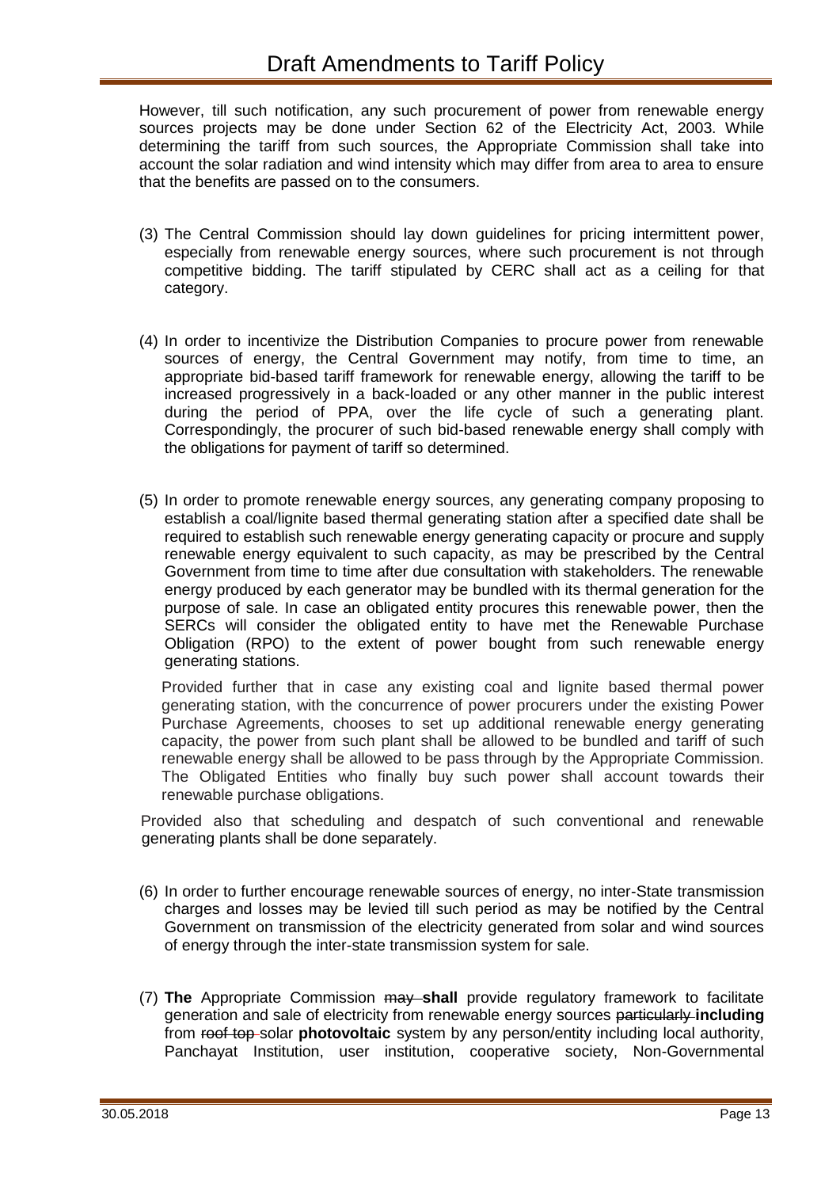However, till such notification, any such procurement of power from renewable energy sources projects may be done under Section 62 of the Electricity Act, 2003. While determining the tariff from such sources, the Appropriate Commission shall take into account the solar radiation and wind intensity which may differ from area to area to ensure that the benefits are passed on to the consumers.

(3) The Central Commission should lay down guidelines for pricing intermittent power, especially from renewable energy sources, where such procurement is not through competitive bidding. The tariff stipulated by CERC shall act as a ceiling for that category.

(4) In order to incentivize the Distribution Companies to procure power from renewable sources of energy, the Central Government may notify, from time to time, an appropriate bid-based tariff framework for renewable energy, allowing the tariff to be increased progressively in a back-loaded or any other manner in the public interest during the period of PPA, over the life cycle of such a generating plant. Correspondingly, the procurer of such bid-based renewable energy shall comply with the obligations for payment of tariff so determined.

(5) In order to promote renewable energy sources, any generating company proposing to establish a coal/lignite based thermal generating station after a specified date shall be required to establish such renewable energy generating capacity or procure and supply renewable energy equivalent to such capacity, as may be prescribed by the Central Government from time to time after due consultation with stakeholders. The renewable energy produced by each generator may be bundled with its thermal generation for the purpose of sale. In case an obligated entity procures this renewable power, then the SERCs will consider the obligated entity to have met the Renewable Purchase Obligation (RPO) to the extent of power bought from such renewable energy generating stations.

Provided further that in case any existing coal and lignite based thermal power generating station, with the concurrence of power procurers under the existing Power Purchase Agreements, chooses to set up additional renewable energy generating capacity, the power from such plant shall be allowed to be bundled and tariff of such renewable energy shall be allowed to be pass through by the Appropriate Commission. The Obligated Entities who finally buy such power shall account towards their renewable purchase obligations.

Provided also that scheduling and despatch of such conventional and renewable generating plants shall be done separately.

(6) In order to further encourage renewable sources of energy, no inter-State transmission charges and losses may be levied till such period as may be notified by the Central Government on transmission of the electricity generated from solar and wind sources of energy through the inter-state transmission system for sale.

(7) **The** Appropriate Commission ~~may~~ **shall** provide regulatory framework to facilitate generation and sale of electricity from renewable energy sources ~~particularly~~ **including** from ~~roof top~~ solar **photovoltaic** system by any person/entity including local authority, Panchayat Institution, user institution, cooperative society, Non-Governmental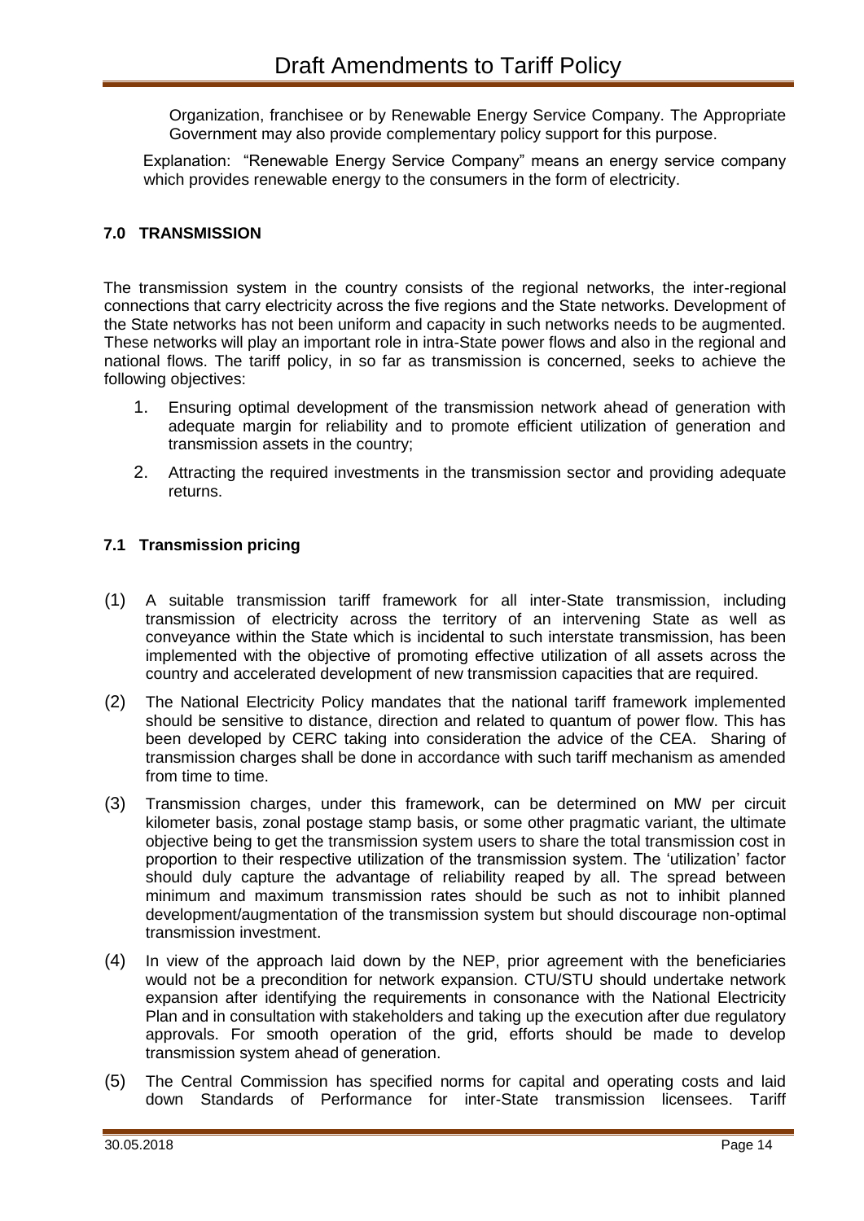Organization, franchisee or by Renewable Energy Service Company. The Appropriate Government may also provide complementary policy support for this purpose.

Explanation: "Renewable Energy Service Company" means an energy service company which provides renewable energy to the consumers in the form of electricity.

### 7.0 TRANSMISSION

The transmission system in the country consists of the regional networks, the inter-regional connections that carry electricity across the five regions and the State networks. Development of the State networks has not been uniform and capacity in such networks needs to be augmented. These networks will play an important role in intra-State power flows and also in the regional and national flows. The tariff policy, in so far as transmission is concerned, seeks to achieve the following objectives:

1. Ensuring optimal development of the transmission network ahead of generation with adequate margin for reliability and to promote efficient utilization of generation and transmission assets in the country;
2. Attracting the required investments in the transmission sector and providing adequate returns.

### 7.1 Transmission pricing

(1) A suitable transmission tariff framework for all inter-State transmission, including transmission of electricity across the territory of an intervening State as well as conveyance within the State which is incidental to such interstate transmission, has been implemented with the objective of promoting effective utilization of all assets across the country and accelerated development of new transmission capacities that are required.

(2) The National Electricity Policy mandates that the national tariff framework implemented should be sensitive to distance, direction and related to quantum of power flow. This has been developed by CERC taking into consideration the advice of the CEA. Sharing of transmission charges shall be done in accordance with such tariff mechanism as amended from time to time.

(3) Transmission charges, under this framework, can be determined on MW per circuit kilometer basis, zonal postage stamp basis, or some other pragmatic variant, the ultimate objective being to get the transmission system users to share the total transmission cost in proportion to their respective utilization of the transmission system. The 'utilization' factor should duly capture the advantage of reliability reaped by all. The spread between minimum and maximum transmission rates should be such as not to inhibit planned development/augmentation of the transmission system but should discourage non-optimal transmission investment.

(4) In view of the approach laid down by the NEP, prior agreement with the beneficiaries would not be a precondition for network expansion. CTU/STU should undertake network expansion after identifying the requirements in consonance with the National Electricity Plan and in consultation with stakeholders and taking up the execution after due regulatory approvals. For smooth operation of the grid, efforts should be made to develop transmission system ahead of generation.

(5) The Central Commission has specified norms for capital and operating costs and laid down Standards of Performance for inter-State transmission licensees. Tariff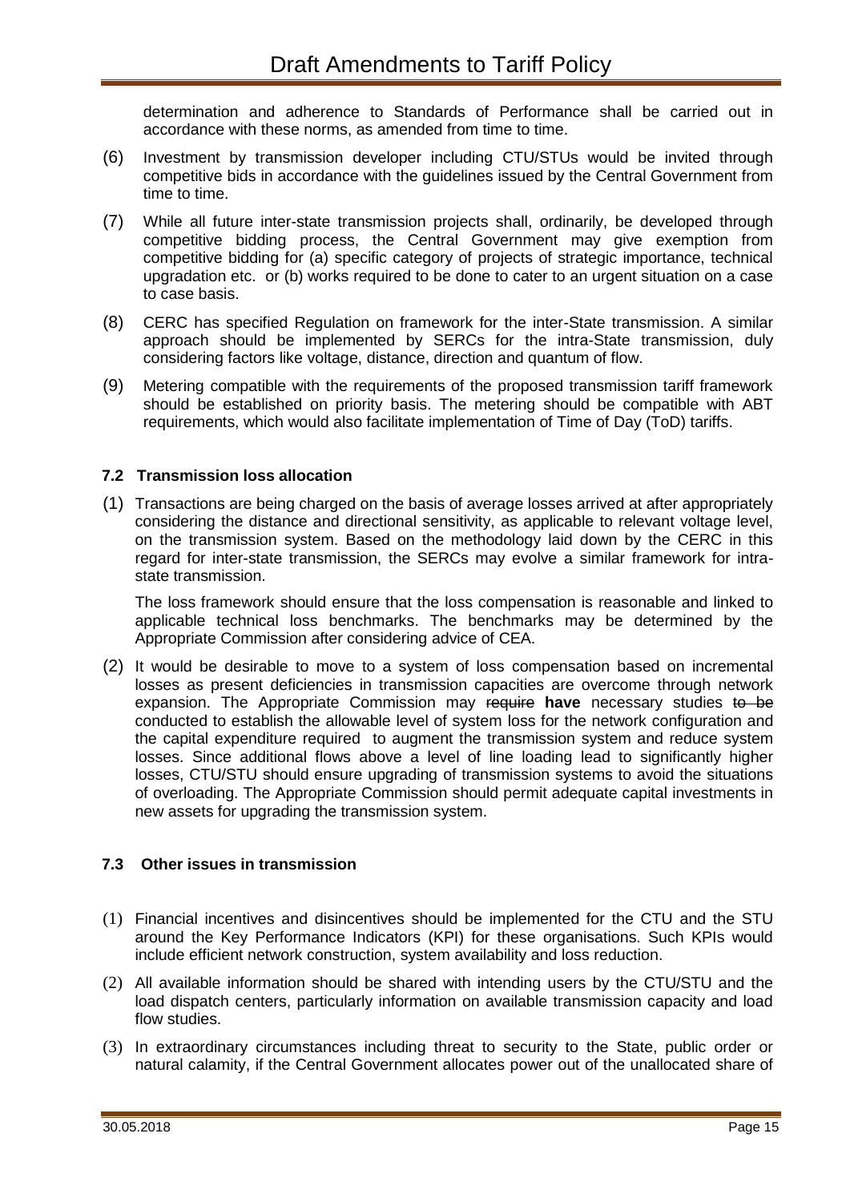determination and adherence to Standards of Performance shall be carried out in accordance with these norms, as amended from time to time.

(6) Investment by transmission developer including CTU/STUs would be invited through competitive bids in accordance with the guidelines issued by the Central Government from time to time.

(7) While all future inter-state transmission projects shall, ordinarily, be developed through competitive bidding process, the Central Government may give exemption from competitive bidding for (a) specific category of projects of strategic importance, technical upgradation etc. or (b) works required to be done to cater to an urgent situation on a case to case basis.

(8) CERC has specified Regulation on framework for the inter-State transmission. A similar approach should be implemented by SERCs for the intra-State transmission, duly considering factors like voltage, distance, direction and quantum of flow.

(9) Metering compatible with the requirements of the proposed transmission tariff framework should be established on priority basis. The metering should be compatible with ABT requirements, which would also facilitate implementation of Time of Day (ToD) tariffs.

### 7.2 Transmission loss allocation

(1) Transactions are being charged on the basis of average losses arrived at after appropriately considering the distance and directional sensitivity, as applicable to relevant voltage level, on the transmission system. Based on the methodology laid down by the CERC in this regard for inter-state transmission, the SERCs may evolve a similar framework for intra-state transmission.

The loss framework should ensure that the loss compensation is reasonable and linked to applicable technical loss benchmarks. The benchmarks may be determined by the Appropriate Commission after considering advice of CEA.

(2) It would be desirable to move to a system of loss compensation based on incremental losses as present deficiencies in transmission capacities are overcome through network expansion. The Appropriate Commission may ~~require~~ **have** necessary studies ~~to be~~ conducted to establish the allowable level of system loss for the network configuration and the capital expenditure required to augment the transmission system and reduce system losses. Since additional flows above a level of line loading lead to significantly higher losses, CTU/STU should ensure upgrading of transmission systems to avoid the situations of overloading. The Appropriate Commission should permit adequate capital investments in new assets for upgrading the transmission system.

### 7.3 Other issues in transmission

(1) Financial incentives and disincentives should be implemented for the CTU and the STU around the Key Performance Indicators (KPI) for these organisations. Such KPIs would include efficient network construction, system availability and loss reduction.

(2) All available information should be shared with intending users by the CTU/STU and the load dispatch centers, particularly information on available transmission capacity and load flow studies.

(3) In extraordinary circumstances including threat to security to the State, public order or natural calamity, if the Central Government allocates power out of the unallocated share of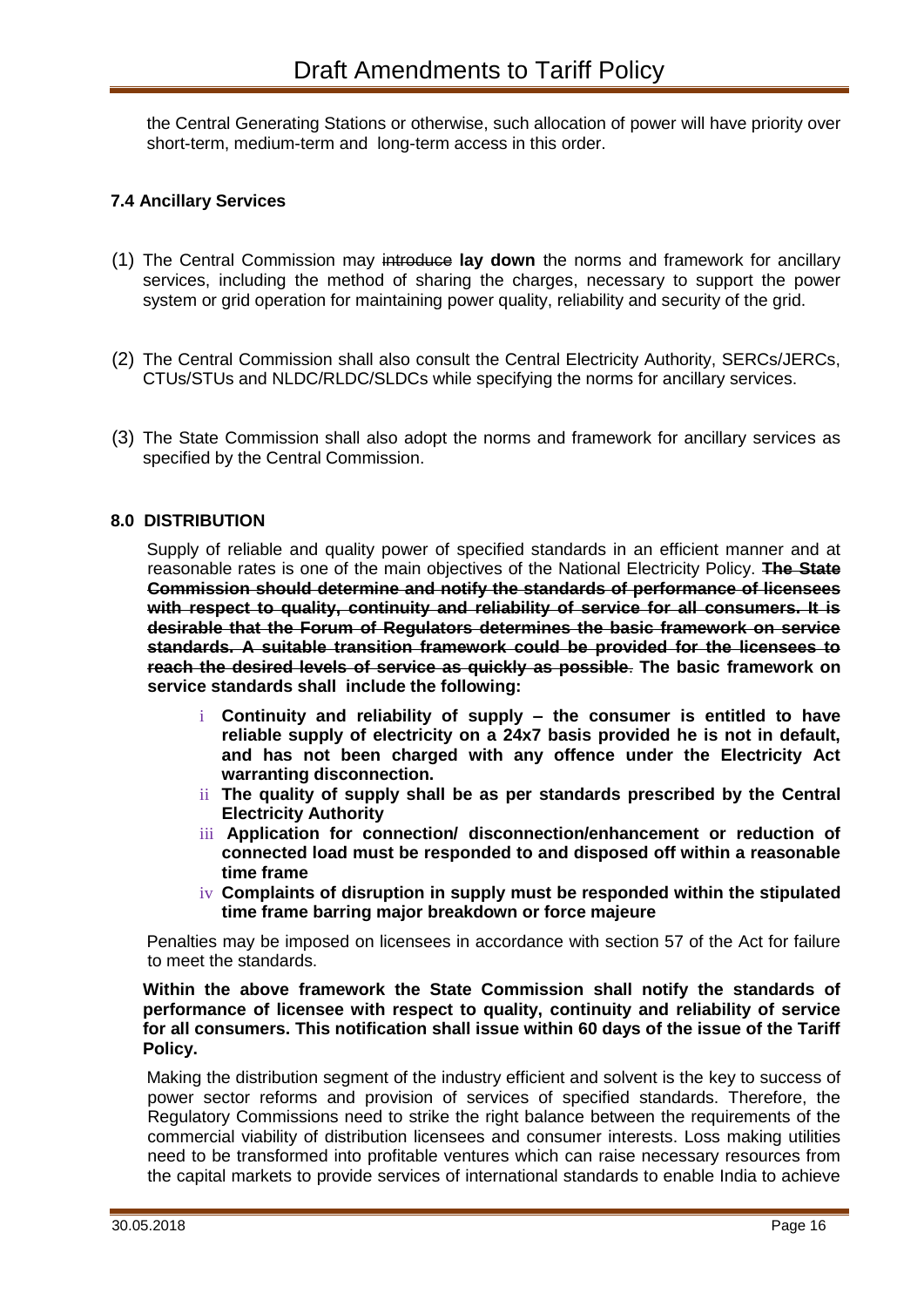the Central Generating Stations or otherwise, such allocation of power will have priority over short-term, medium-term and long-term access in this order.

### 7.4 Ancillary Services

(1) The Central Commission may ~~introduce~~ **lay down** the norms and framework for ancillary services, including the method of sharing the charges, necessary to support the power system or grid operation for maintaining power quality, reliability and security of the grid.

(2) The Central Commission shall also consult the Central Electricity Authority, SERCs/JERCs, CTUs/STUs and NLDC/RLDC/SLDCs while specifying the norms for ancillary services.

(3) The State Commission shall also adopt the norms and framework for ancillary services as specified by the Central Commission.

## 8.0 DISTRIBUTION

Supply of reliable and quality power of specified standards in an efficient manner and at reasonable rates is one of the main objectives of the National Electricity Policy. ~~**The State Commission should determine and notify the standards of performance of licensees with respect to quality, continuity and reliability of service for all consumers. It is desirable that the Forum of Regulators determines the basic framework on service standards. A suitable transition framework could be provided for the licensees to reach the desired levels of service as quickly as possible**~~. **The basic framework on service standards shall include the following:**

- i **Continuity and reliability of supply – the consumer is entitled to have reliable supply of electricity on a 24x7 basis provided he is not in default, and has not been charged with any offence under the Electricity Act warranting disconnection.**
- ii **The quality of supply shall be as per standards prescribed by the Central Electricity Authority**
- iii **Application for connection/ disconnection/enhancement or reduction of connected load must be responded to and disposed off within a reasonable time frame**
- iv **Complaints of disruption in supply must be responded within the stipulated time frame barring major breakdown or force majeure**

Penalties may be imposed on licensees in accordance with section 57 of the Act for failure to meet the standards.

**Within the above framework the State Commission shall notify the standards of performance of licensee with respect to quality, continuity and reliability of service for all consumers. This notification shall issue within 60 days of the issue of the Tariff Policy.**

Making the distribution segment of the industry efficient and solvent is the key to success of power sector reforms and provision of services of specified standards. Therefore, the Regulatory Commissions need to strike the right balance between the requirements of the commercial viability of distribution licensees and consumer interests. Loss making utilities need to be transformed into profitable ventures which can raise necessary resources from the capital markets to provide services of international standards to enable India to achieve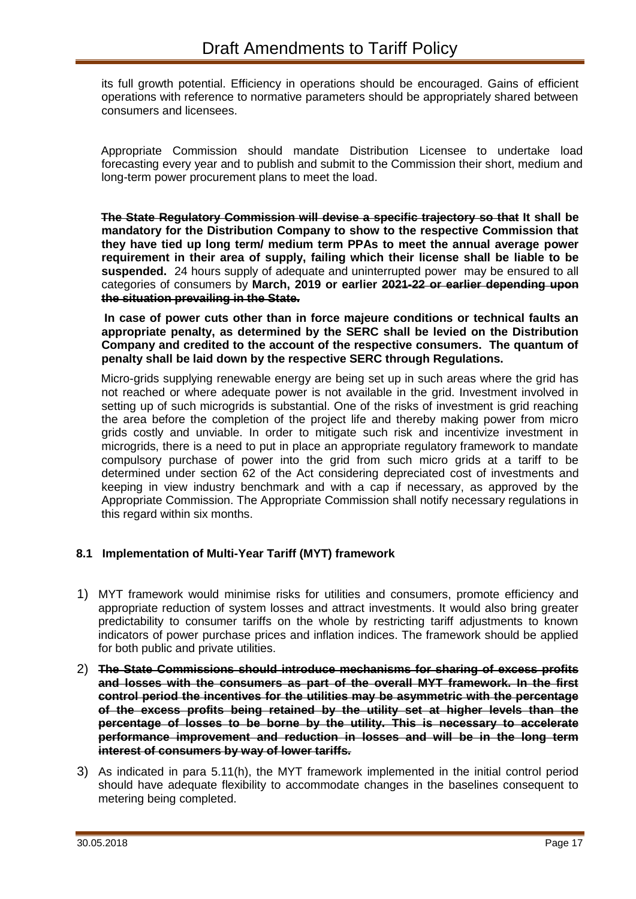its full growth potential. Efficiency in operations should be encouraged. Gains of efficient operations with reference to normative parameters should be appropriately shared between consumers and licensees.

Appropriate Commission should mandate Distribution Licensee to undertake load forecasting every year and to publish and submit to the Commission their short, medium and long-term power procurement plans to meet the load.

**~~The State Regulatory Commission will devise a specific trajectory so that~~ It shall be mandatory for the Distribution Company to show to the respective Commission that they have tied up long term/ medium term PPAs to meet the annual average power requirement in their area of supply, failing which their license shall be liable to be suspended.** 24 hours supply of adequate and uninterrupted power may be ensured to all categories of consumers by **March, 2019 or earlier ~~2021-22 or earlier depending upon the situation prevailing in the State.~~**

**In case of power cuts other than in force majeure conditions or technical faults an appropriate penalty, as determined by the SERC shall be levied on the Distribution Company and credited to the account of the respective consumers. The quantum of penalty shall be laid down by the respective SERC through Regulations.**

Micro-grids supplying renewable energy are being set up in such areas where the grid has not reached or where adequate power is not available in the grid. Investment involved in setting up of such microgrids is substantial. One of the risks of investment is grid reaching the area before the completion of the project life and thereby making power from micro grids costly and unviable. In order to mitigate such risk and incentivize investment in microgrids, there is a need to put in place an appropriate regulatory framework to mandate compulsory purchase of power into the grid from such micro grids at a tariff to be determined under section 62 of the Act considering depreciated cost of investments and keeping in view industry benchmark and with a cap if necessary, as approved by the Appropriate Commission. The Appropriate Commission shall notify necessary regulations in this regard within six months.

### 8.1 Implementation of Multi-Year Tariff (MYT) framework

1) MYT framework would minimise risks for utilities and consumers, promote efficiency and appropriate reduction of system losses and attract investments. It would also bring greater predictability to consumer tariffs on the whole by restricting tariff adjustments to known indicators of power purchase prices and inflation indices. The framework should be applied for both public and private utilities.

2) **~~The State Commissions should introduce mechanisms for sharing of excess profits and losses with the consumers as part of the overall MYT framework. In the first control period the incentives for the utilities may be asymmetric with the percentage of the excess profits being retained by the utility set at higher levels than the percentage of losses to be borne by the utility. This is necessary to accelerate performance improvement and reduction in losses and will be in the long term interest of consumers by way of lower tariffs.~~**

3) As indicated in para 5.11(h), the MYT framework implemented in the initial control period should have adequate flexibility to accommodate changes in the baselines consequent to metering being completed.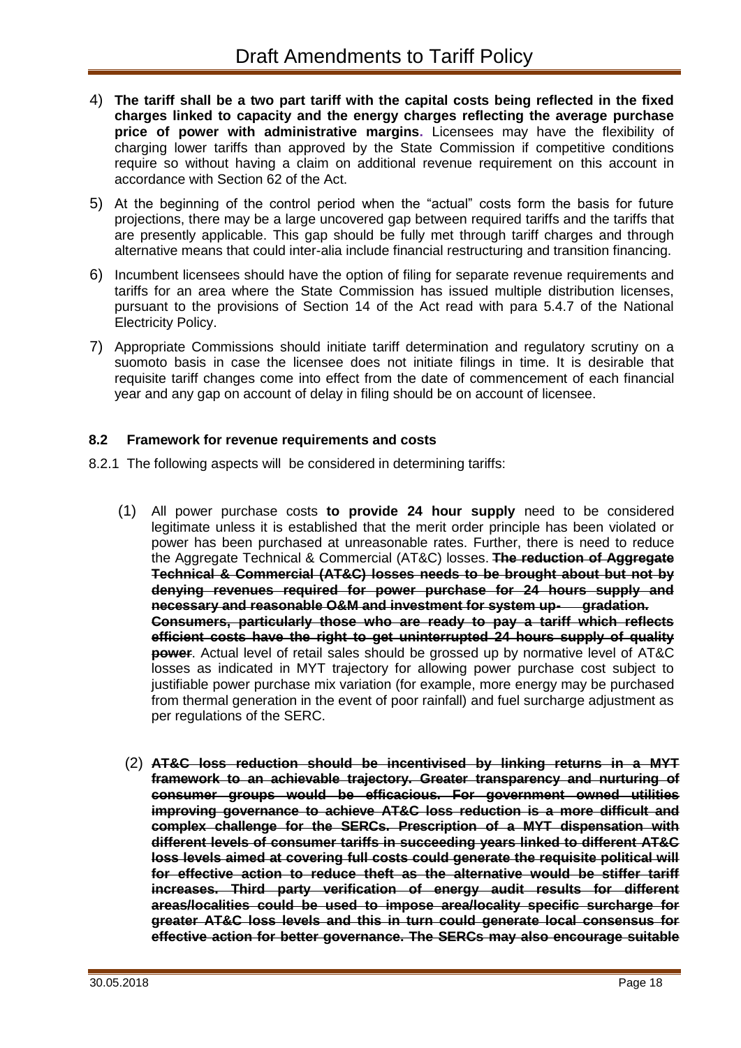4) **The tariff shall be a two part tariff with the capital costs being reflected in the fixed charges linked to capacity and the energy charges reflecting the average purchase price of power with administrative margins.** Licensees may have the flexibility of charging lower tariffs than approved by the State Commission if competitive conditions require so without having a claim on additional revenue requirement on this account in accordance with Section 62 of the Act.

5) At the beginning of the control period when the "actual" costs form the basis for future projections, there may be a large uncovered gap between required tariffs and the tariffs that are presently applicable. This gap should be fully met through tariff charges and through alternative means that could inter-alia include financial restructuring and transition financing.

6) Incumbent licensees should have the option of filing for separate revenue requirements and tariffs for an area where the State Commission has issued multiple distribution licenses, pursuant to the provisions of Section 14 of the Act read with para 5.4.7 of the National Electricity Policy.

7) Appropriate Commissions should initiate tariff determination and regulatory scrutiny on a suomoto basis in case the licensee does not initiate filings in time. It is desirable that requisite tariff changes come into effect from the date of commencement of each financial year and any gap on account of delay in filing should be on account of licensee.

### 8.2 Framework for revenue requirements and costs

8.2.1 The following aspects will be considered in determining tariffs:

(1) All power purchase costs **to provide 24 hour supply** need to be considered legitimate unless it is established that the merit order principle has been violated or power has been purchased at unreasonable rates. Further, there is need to reduce the Aggregate Technical & Commercial (AT&C) losses. ~~**The reduction of Aggregate Technical & Commercial (AT&C) losses needs to be brought about but not by denying revenues required for power purchase for 24 hours supply and necessary and reasonable O&M and investment for system up- gradation. Consumers, particularly those who are ready to pay a tariff which reflects efficient costs have the right to get uninterrupted 24 hours supply of quality power**~~. Actual level of retail sales should be grossed up by normative level of AT&C losses as indicated in MYT trajectory for allowing power purchase cost subject to justifiable power purchase mix variation (for example, more energy may be purchased from thermal generation in the event of poor rainfall) and fuel surcharge adjustment as per regulations of the SERC.

(2) ~~**AT&C loss reduction should be incentivised by linking returns in a MYT framework to an achievable trajectory. Greater transparency and nurturing of consumer groups would be efficacious. For government owned utilities improving governance to achieve AT&C loss reduction is a more difficult and complex challenge for the SERCs. Prescription of a MYT dispensation with different levels of consumer tariffs in succeeding years linked to different AT&C loss levels aimed at covering full costs could generate the requisite political will for effective action to reduce theft as the alternative would be stiffer tariff increases. Third party verification of energy audit results for different areas/localities could be used to impose area/locality specific surcharge for greater AT&C loss levels and this in turn could generate local consensus for effective action for better governance. The SERCs may also encourage suitable**~~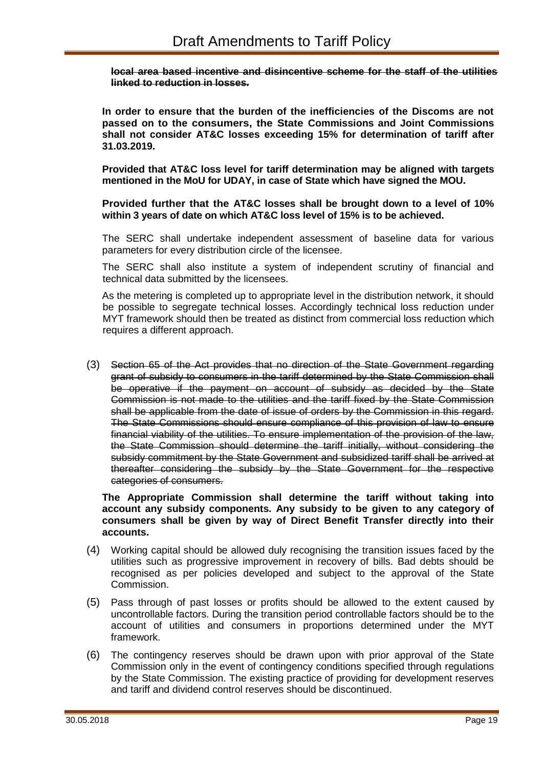~~**local area based incentive and disincentive scheme for the staff of the utilities linked to reduction in losses.**~~

**In order to ensure that the burden of the inefficiencies of the Discoms are not passed on to the consumers, the State Commissions and Joint Commissions shall not consider AT&C losses exceeding 15% for determination of tariff after 31.03.2019.**

**Provided that AT&C loss level for tariff determination may be aligned with targets mentioned in the MoU for UDAY, in case of State which have signed the MOU.**

**Provided further that the AT&C losses shall be brought down to a level of 10% within 3 years of date on which AT&C loss level of 15% is to be achieved.**

The SERC shall undertake independent assessment of baseline data for various parameters for every distribution circle of the licensee.

The SERC shall also institute a system of independent scrutiny of financial and technical data submitted by the licensees.

As the metering is completed up to appropriate level in the distribution network, it should be possible to segregate technical losses. Accordingly technical loss reduction under MYT framework should then be treated as distinct from commercial loss reduction which requires a different approach.

(3) ~~Section 65 of the Act provides that no direction of the State Government regarding grant of subsidy to consumers in the tariff determined by the State Commission shall be operative if the payment on account of subsidy as decided by the State Commission is not made to the utilities and the tariff fixed by the State Commission shall be applicable from the date of issue of orders by the Commission in this regard. The State Commissions should ensure compliance of this provision of law to ensure financial viability of the utilities. To ensure implementation of the provision of the law, the State Commission should determine the tariff initially, without considering the subsidy commitment by the State Government and subsidized tariff shall be arrived at thereafter considering the subsidy by the State Government for the respective categories of consumers.~~

**The Appropriate Commission shall determine the tariff without taking into account any subsidy components. Any subsidy to be given to any category of consumers shall be given by way of Direct Benefit Transfer directly into their accounts.**

(4) Working capital should be allowed duly recognising the transition issues faced by the utilities such as progressive improvement in recovery of bills. Bad debts should be recognised as per policies developed and subject to the approval of the State Commission.

(5) Pass through of past losses or profits should be allowed to the extent caused by uncontrollable factors. During the transition period controllable factors should be to the account of utilities and consumers in proportions determined under the MYT framework.

(6) The contingency reserves should be drawn upon with prior approval of the State Commission only in the event of contingency conditions specified through regulations by the State Commission. The existing practice of providing for development reserves and tariff and dividend control reserves should be discontinued.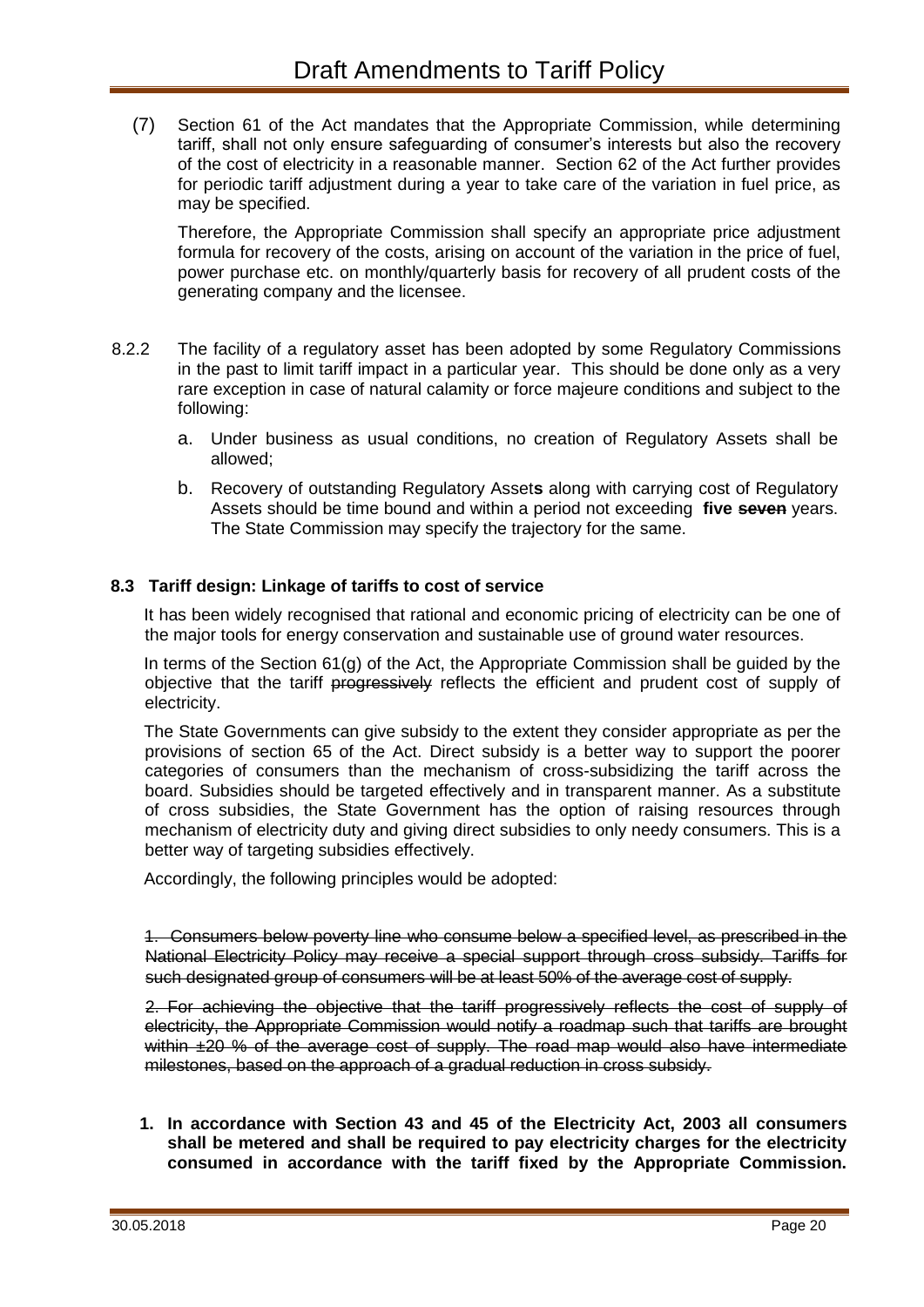(7) Section 61 of the Act mandates that the Appropriate Commission, while determining tariff, shall not only ensure safeguarding of consumer's interests but also the recovery of the cost of electricity in a reasonable manner. Section 62 of the Act further provides for periodic tariff adjustment during a year to take care of the variation in fuel price, as may be specified.

Therefore, the Appropriate Commission shall specify an appropriate price adjustment formula for recovery of the costs, arising on account of the variation in the price of fuel, power purchase etc. on monthly/quarterly basis for recovery of all prudent costs of the generating company and the licensee.

8.2.2 The facility of a regulatory asset has been adopted by some Regulatory Commissions in the past to limit tariff impact in a particular year. This should be done only as a very rare exception in case of natural calamity or force majeure conditions and subject to the following:

a. Under business as usual conditions, no creation of Regulatory Assets shall be allowed;

b. Recovery of outstanding Regulatory Asset**s** along with carrying cost of Regulatory Assets should be time bound and within a period not exceeding **five** ~~**seven**~~ years. The State Commission may specify the trajectory for the same.

**8.3 Tariff design: Linkage of tariffs to cost of service**

It has been widely recognised that rational and economic pricing of electricity can be one of the major tools for energy conservation and sustainable use of ground water resources.

In terms of the Section 61(g) of the Act, the Appropriate Commission shall be guided by the objective that the tariff ~~progressively~~ reflects the efficient and prudent cost of supply of electricity.

The State Governments can give subsidy to the extent they consider appropriate as per the provisions of section 65 of the Act. Direct subsidy is a better way to support the poorer categories of consumers than the mechanism of cross-subsidizing the tariff across the board. Subsidies should be targeted effectively and in transparent manner. As a substitute of cross subsidies, the State Government has the option of raising resources through mechanism of electricity duty and giving direct subsidies to only needy consumers. This is a better way of targeting subsidies effectively.

Accordingly, the following principles would be adopted:

~~1. Consumers below poverty line who consume below a specified level, as prescribed in the National Electricity Policy may receive a special support through cross subsidy. Tariffs for such designated group of consumers will be at least 50% of the average cost of supply.~~

~~2. For achieving the objective that the tariff progressively reflects the cost of supply of electricity, the Appropriate Commission would notify a roadmap such that tariffs are brought within ±20 % of the average cost of supply. The road map would also have intermediate milestones, based on the approach of a gradual reduction in cross subsidy.~~

**1. In accordance with Section 43 and 45 of the Electricity Act, 2003 all consumers shall be metered and shall be required to pay electricity charges for the electricity consumed in accordance with the tariff fixed by the Appropriate Commission.**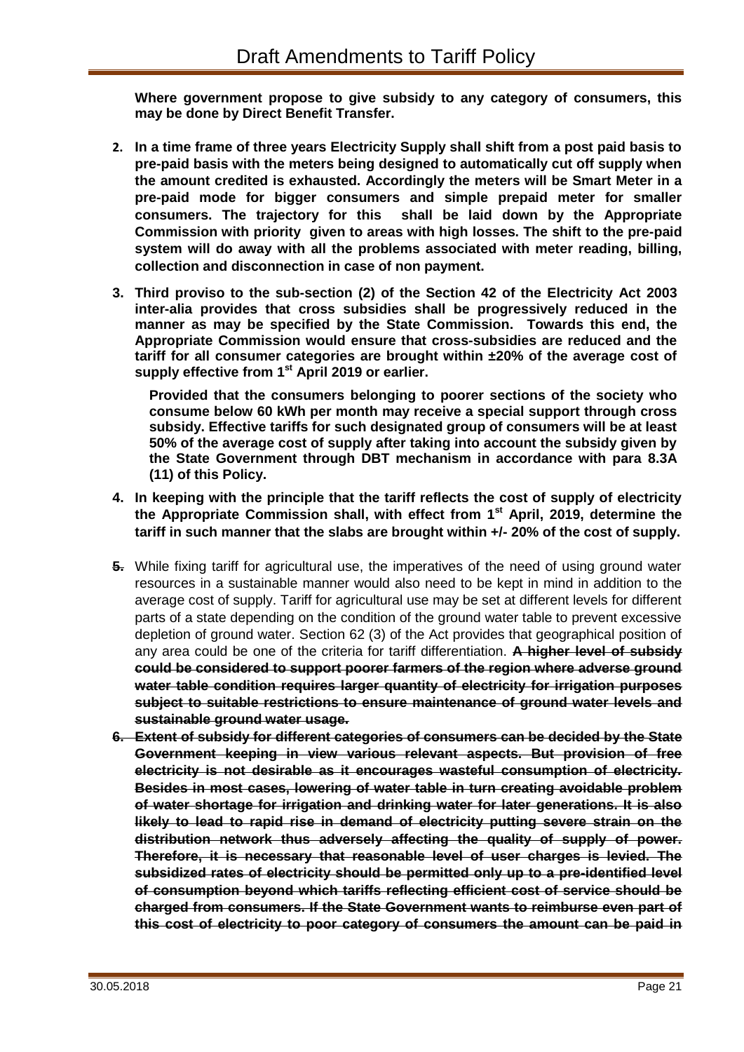**Where government propose to give subsidy to any category of consumers, this may be done by Direct Benefit Transfer.**

2. **In a time frame of three years Electricity Supply shall shift from a post paid basis to pre-paid basis with the meters being designed to automatically cut off supply when the amount credited is exhausted. Accordingly the meters will be Smart Meter in a pre-paid mode for bigger consumers and simple prepaid meter for smaller consumers. The trajectory for this shall be laid down by the Appropriate Commission with priority given to areas with high losses. The shift to the pre-paid system will do away with all the problems associated with meter reading, billing, collection and disconnection in case of non payment.**

3. **Third proviso to the sub-section (2) of the Section 42 of the Electricity Act 2003 inter-alia provides that cross subsidies shall be progressively reduced in the manner as may be specified by the State Commission. Towards this end, the Appropriate Commission would ensure that cross-subsidies are reduced and the tariff for all consumer categories are brought within ±20% of the average cost of supply effective from 1st April 2019 or earlier.**

   **Provided that the consumers belonging to poorer sections of the society who consume below 60 kWh per month may receive a special support through cross subsidy. Effective tariffs for such designated group of consumers will be at least 50% of the average cost of supply after taking into account the subsidy given by the State Government through DBT mechanism in accordance with para 8.3A (11) of this Policy.**

4. **In keeping with the principle that the tariff reflects the cost of supply of electricity the Appropriate Commission shall, with effect from 1st April, 2019, determine the tariff in such manner that the slabs are brought within +/- 20% of the cost of supply.**

~~**5.**~~ While fixing tariff for agricultural use, the imperatives of the need of using ground water resources in a sustainable manner would also need to be kept in mind in addition to the average cost of supply. Tariff for agricultural use may be set at different levels for different parts of a state depending on the condition of the ground water table to prevent excessive depletion of ground water. Section 62 (3) of the Act provides that geographical position of any area could be one of the criteria for tariff differentiation. ~~**A higher level of subsidy could be considered to support poorer farmers of the region where adverse ground water table condition requires larger quantity of electricity for irrigation purposes subject to suitable restrictions to ensure maintenance of ground water levels and sustainable ground water usage.**~~

~~**6. Extent of subsidy for different categories of consumers can be decided by the State Government keeping in view various relevant aspects. But provision of free electricity is not desirable as it encourages wasteful consumption of electricity. Besides in most cases, lowering of water table in turn creating avoidable problem of water shortage for irrigation and drinking water for later generations. It is also likely to lead to rapid rise in demand of electricity putting severe strain on the distribution network thus adversely affecting the quality of supply of power. Therefore, it is necessary that reasonable level of user charges is levied. The subsidized rates of electricity should be permitted only up to a pre-identified level of consumption beyond which tariffs reflecting efficient cost of service should be charged from consumers. If the State Government wants to reimburse even part of this cost of electricity to poor category of consumers the amount can be paid in**~~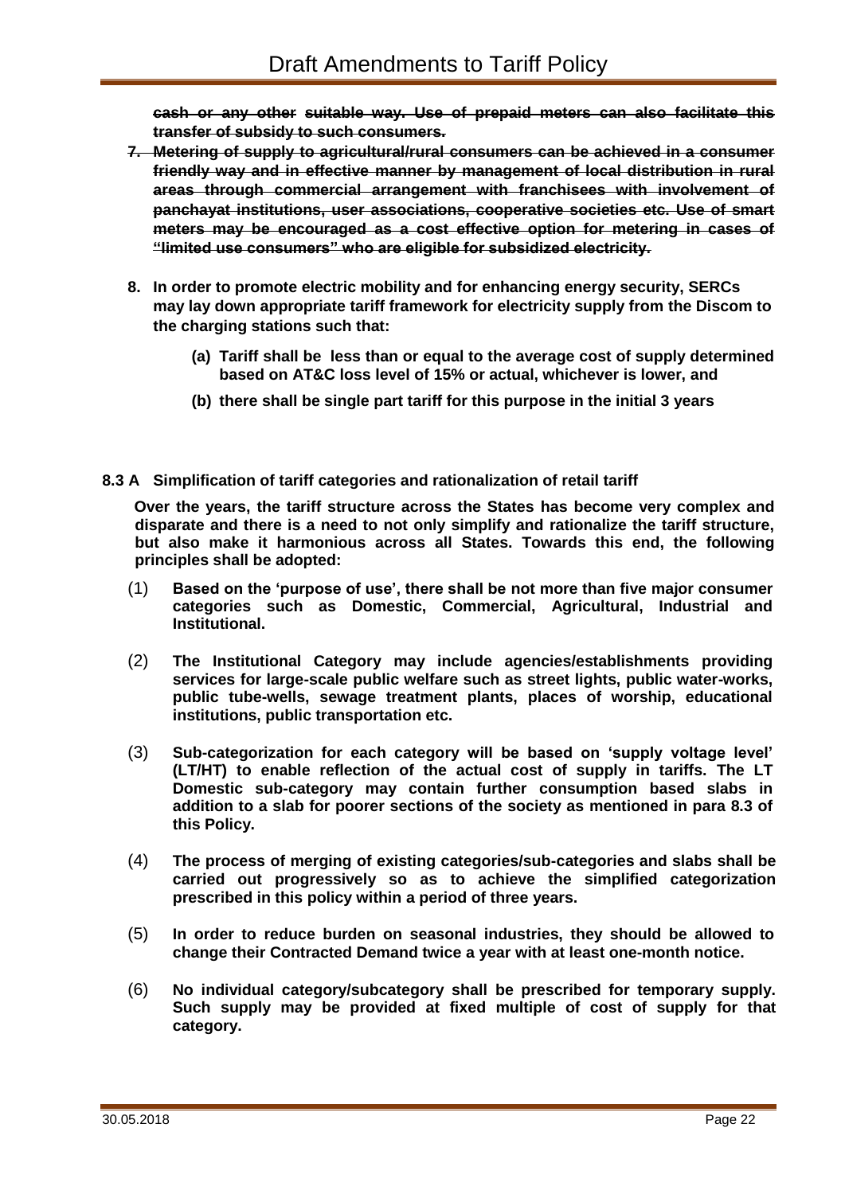~~**cash or any other suitable way. Use of prepaid meters can also facilitate this transfer of subsidy to such consumers.**~~

~~**7. Metering of supply to agricultural/rural consumers can be achieved in a consumer friendly way and in effective manner by management of local distribution in rural areas through commercial arrangement with franchisees with involvement of panchayat institutions, user associations, cooperative societies etc. Use of smart meters may be encouraged as a cost effective option for metering in cases of "limited use consumers" who are eligible for subsidized electricity.**~~

**8. In order to promote electric mobility and for enhancing energy security, SERCs may lay down appropriate tariff framework for electricity supply from the Discom to the charging stations such that:**

- **(a) Tariff shall be less than or equal to the average cost of supply determined based on AT&C loss level of 15% or actual, whichever is lower, and**
- **(b) there shall be single part tariff for this purpose in the initial 3 years**

**8.3 A Simplification of tariff categories and rationalization of retail tariff**

**Over the years, the tariff structure across the States has become very complex and disparate and there is a need to not only simplify and rationalize the tariff structure, but also make it harmonious across all States. Towards this end, the following principles shall be adopted:**

(1) **Based on the 'purpose of use', there shall be not more than five major consumer categories such as Domestic, Commercial, Agricultural, Industrial and Institutional.**

(2) **The Institutional Category may include agencies/establishments providing services for large-scale public welfare such as street lights, public water-works, public tube-wells, sewage treatment plants, places of worship, educational institutions, public transportation etc.**

(3) **Sub-categorization for each category will be based on 'supply voltage level' (LT/HT) to enable reflection of the actual cost of supply in tariffs. The LT Domestic sub-category may contain further consumption based slabs in addition to a slab for poorer sections of the society as mentioned in para 8.3 of this Policy.**

(4) **The process of merging of existing categories/sub-categories and slabs shall be carried out progressively so as to achieve the simplified categorization prescribed in this policy within a period of three years.**

(5) **In order to reduce burden on seasonal industries, they should be allowed to change their Contracted Demand twice a year with at least one-month notice.**

(6) **No individual category/subcategory shall be prescribed for temporary supply. Such supply may be provided at fixed multiple of cost of supply for that category.**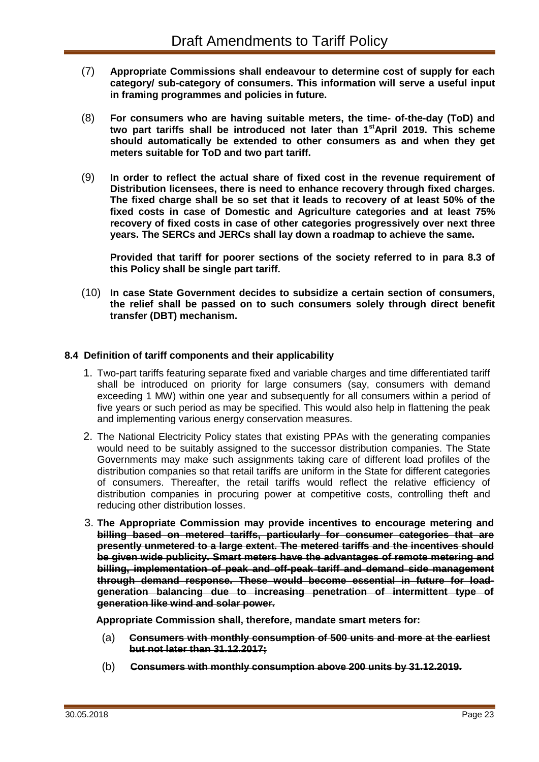(7) **Appropriate Commissions shall endeavour to determine cost of supply for each category/ sub-category of consumers. This information will serve a useful input in framing programmes and policies in future.**

(8) **For consumers who are having suitable meters, the time- of-the-day (ToD) and two part tariffs shall be introduced not later than 1st April 2019. This scheme should automatically be extended to other consumers as and when they get meters suitable for ToD and two part tariff.**

(9) **In order to reflect the actual share of fixed cost in the revenue requirement of Distribution licensees, there is need to enhance recovery through fixed charges. The fixed charge shall be so set that it leads to recovery of at least 50% of the fixed costs in case of Domestic and Agriculture categories and at least 75% recovery of fixed costs in case of other categories progressively over next three years. The SERCs and JERCs shall lay down a roadmap to achieve the same.**

**Provided that tariff for poorer sections of the society referred to in para 8.3 of this Policy shall be single part tariff.**

(10) **In case State Government decides to subsidize a certain section of consumers, the relief shall be passed on to such consumers solely through direct benefit transfer (DBT) mechanism.**

**8.4 Definition of tariff components and their applicability**

1. Two-part tariffs featuring separate fixed and variable charges and time differentiated tariff shall be introduced on priority for large consumers (say, consumers with demand exceeding 1 MW) within one year and subsequently for all consumers within a period of five years or such period as may be specified. This would also help in flattening the peak and implementing various energy conservation measures.

2. The National Electricity Policy states that existing PPAs with the generating companies would need to be suitably assigned to the successor distribution companies. The State Governments may make such assignments taking care of different load profiles of the distribution companies so that retail tariffs are uniform in the State for different categories of consumers. Thereafter, the retail tariffs would reflect the relative efficiency of distribution companies in procuring power at competitive costs, controlling theft and reducing other distribution losses.

3. ~~**The Appropriate Commission may provide incentives to encourage metering and billing based on metered tariffs, particularly for consumer categories that are presently unmetered to a large extent. The metered tariffs and the incentives should be given wide publicity. Smart meters have the advantages of remote metering and billing, implementation of peak and off-peak tariff and demand side management through demand response. These would become essential in future for load-generation balancing due to increasing penetration of intermittent type of generation like wind and solar power.**~~

   ~~**Appropriate Commission shall, therefore, mandate smart meters for:**~~

   (a) ~~**Consumers with monthly consumption of 500 units and more at the earliest but not later than 31.12.2017;**~~

   (b) ~~**Consumers with monthly consumption above 200 units by 31.12.2019.**~~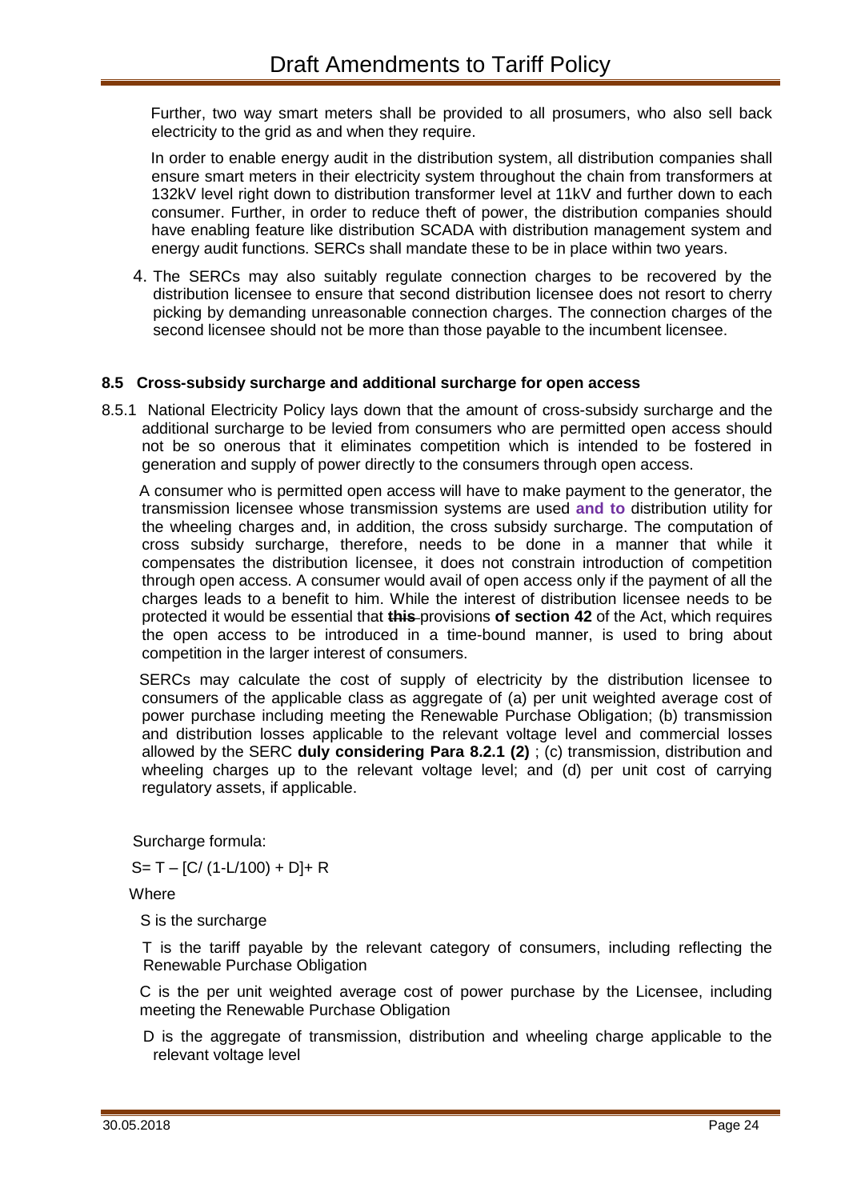Further, two way smart meters shall be provided to all prosumers, who also sell back electricity to the grid as and when they require.

In order to enable energy audit in the distribution system, all distribution companies shall ensure smart meters in their electricity system throughout the chain from transformers at 132kV level right down to distribution transformer level at 11kV and further down to each consumer. Further, in order to reduce theft of power, the distribution companies should have enabling feature like distribution SCADA with distribution management system and energy audit functions. SERCs shall mandate these to be in place within two years.

4. The SERCs may also suitably regulate connection charges to be recovered by the distribution licensee to ensure that second distribution licensee does not resort to cherry picking by demanding unreasonable connection charges. The connection charges of the second licensee should not be more than those payable to the incumbent licensee.

### 8.5 Cross-subsidy surcharge and additional surcharge for open access

8.5.1 National Electricity Policy lays down that the amount of cross-subsidy surcharge and the additional surcharge to be levied from consumers who are permitted open access should not be so onerous that it eliminates competition which is intended to be fostered in generation and supply of power directly to the consumers through open access.

A consumer who is permitted open access will have to make payment to the generator, the transmission licensee whose transmission systems are used **and to** distribution utility for the wheeling charges and, in addition, the cross subsidy surcharge. The computation of cross subsidy surcharge, therefore, needs to be done in a manner that while it compensates the distribution licensee, it does not constrain introduction of competition through open access. A consumer would avail of open access only if the payment of all the charges leads to a benefit to him. While the interest of distribution licensee needs to be protected it would be essential that ~~**this**~~ provisions **of section 42** of the Act, which requires the open access to be introduced in a time-bound manner, is used to bring about competition in the larger interest of consumers.

SERCs may calculate the cost of supply of electricity by the distribution licensee to consumers of the applicable class as aggregate of (a) per unit weighted average cost of power purchase including meeting the Renewable Purchase Obligation; (b) transmission and distribution losses applicable to the relevant voltage level and commercial losses allowed by the SERC **duly considering Para 8.2.1 (2)** ; (c) transmission, distribution and wheeling charges up to the relevant voltage level; and (d) per unit cost of carrying regulatory assets, if applicable.

Surcharge formula:

$$S = T - [C/(1-L/100) + D] + R$$

Where

S is the surcharge

T is the tariff payable by the relevant category of consumers, including reflecting the Renewable Purchase Obligation

C is the per unit weighted average cost of power purchase by the Licensee, including meeting the Renewable Purchase Obligation

D is the aggregate of transmission, distribution and wheeling charge applicable to the relevant voltage level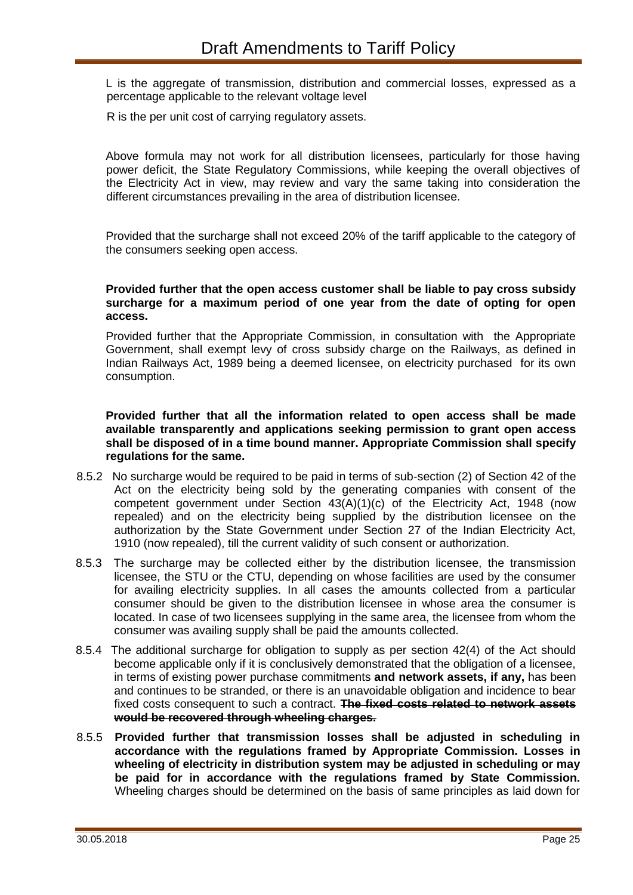L is the aggregate of transmission, distribution and commercial losses, expressed as a percentage applicable to the relevant voltage level

R is the per unit cost of carrying regulatory assets.

Above formula may not work for all distribution licensees, particularly for those having power deficit, the State Regulatory Commissions, while keeping the overall objectives of the Electricity Act in view, may review and vary the same taking into consideration the different circumstances prevailing in the area of distribution licensee.

Provided that the surcharge shall not exceed 20% of the tariff applicable to the category of the consumers seeking open access.

**Provided further that the open access customer shall be liable to pay cross subsidy surcharge for a maximum period of one year from the date of opting for open access.**

Provided further that the Appropriate Commission, in consultation with the Appropriate Government, shall exempt levy of cross subsidy charge on the Railways, as defined in Indian Railways Act, 1989 being a deemed licensee, on electricity purchased for its own consumption.

**Provided further that all the information related to open access shall be made available transparently and applications seeking permission to grant open access shall be disposed of in a time bound manner. Appropriate Commission shall specify regulations for the same.**

8.5.2 No surcharge would be required to be paid in terms of sub-section (2) of Section 42 of the Act on the electricity being sold by the generating companies with consent of the competent government under Section 43(A)(1)(c) of the Electricity Act, 1948 (now repealed) and on the electricity being supplied by the distribution licensee on the authorization by the State Government under Section 27 of the Indian Electricity Act, 1910 (now repealed), till the current validity of such consent or authorization.

8.5.3 The surcharge may be collected either by the distribution licensee, the transmission licensee, the STU or the CTU, depending on whose facilities are used by the consumer for availing electricity supplies. In all cases the amounts collected from a particular consumer should be given to the distribution licensee in whose area the consumer is located. In case of two licensees supplying in the same area, the licensee from whom the consumer was availing supply shall be paid the amounts collected.

8.5.4 The additional surcharge for obligation to supply as per section 42(4) of the Act should become applicable only if it is conclusively demonstrated that the obligation of a licensee, in terms of existing power purchase commitments **and network assets, if any,** has been and continues to be stranded, or there is an unavoidable obligation and incidence to bear fixed costs consequent to such a contract. ~~**The fixed costs related to network assets would be recovered through wheeling charges.**~~

8.5.5 **Provided further that transmission losses shall be adjusted in scheduling in accordance with the regulations framed by Appropriate Commission. Losses in wheeling of electricity in distribution system may be adjusted in scheduling or may be paid for in accordance with the regulations framed by State Commission.** Wheeling charges should be determined on the basis of same principles as laid down for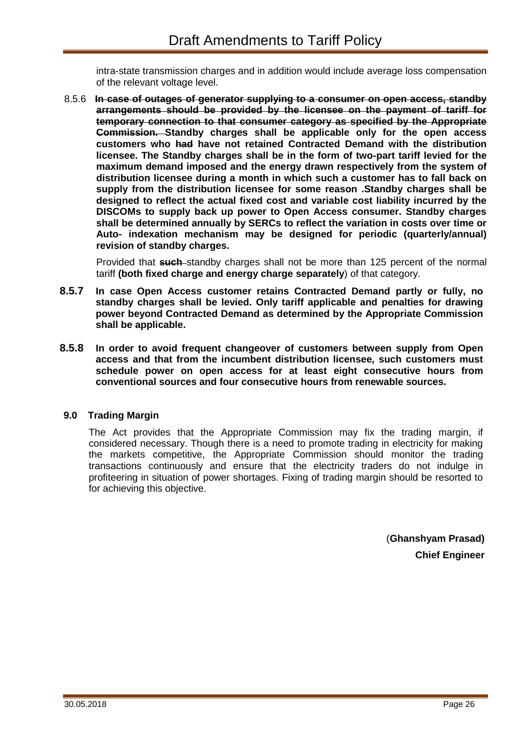intra-state transmission charges and in addition would include average loss compensation of the relevant voltage level.

8.5.6 ~~**In case of outages of generator supplying to a consumer on open access, standby arrangements should be provided by the licensee on the payment of tariff for temporary connection to that consumer category as specified by the Appropriate Commission.**~~ **Standby charges shall be applicable only for the open access customers who ~~had~~ have not retained Contracted Demand with the distribution licensee. The Standby charges shall be in the form of two-part tariff levied for the maximum demand imposed and the energy drawn respectively from the system of distribution licensee during a month in which such a customer has to fall back on supply from the distribution licensee for some reason .Standby charges shall be designed to reflect the actual fixed cost and variable cost liability incurred by the DISCOMs to supply back up power to Open Access consumer. Standby charges shall be determined annually by SERCs to reflect the variation in costs over time or Auto- indexation mechanism may be designed for periodic (quarterly/annual) revision of standby charges.**

Provided that ~~**such**~~ standby charges shall not be more than 125 percent of the normal tariff **(both fixed charge and energy charge separately**) of that category.

**8.5.7 In case Open Access customer retains Contracted Demand partly or fully, no standby charges shall be levied. Only tariff applicable and penalties for drawing power beyond Contracted Demand as determined by the Appropriate Commission shall be applicable.**

**8.5.8 In order to avoid frequent changeover of customers between supply from Open access and that from the incumbent distribution licensee, such customers must schedule power on open access for at least eight consecutive hours from conventional sources and four consecutive hours from renewable sources.**

## 9.0 Trading Margin

The Act provides that the Appropriate Commission may fix the trading margin, if considered necessary. Though there is a need to promote trading in electricity for making the markets competitive, the Appropriate Commission should monitor the trading transactions continuously and ensure that the electricity traders do not indulge in profiteering in situation of power shortages. Fixing of trading margin should be resorted to for achieving this objective.

(**Ghanshyam Prasad)**

**Chief Engineer**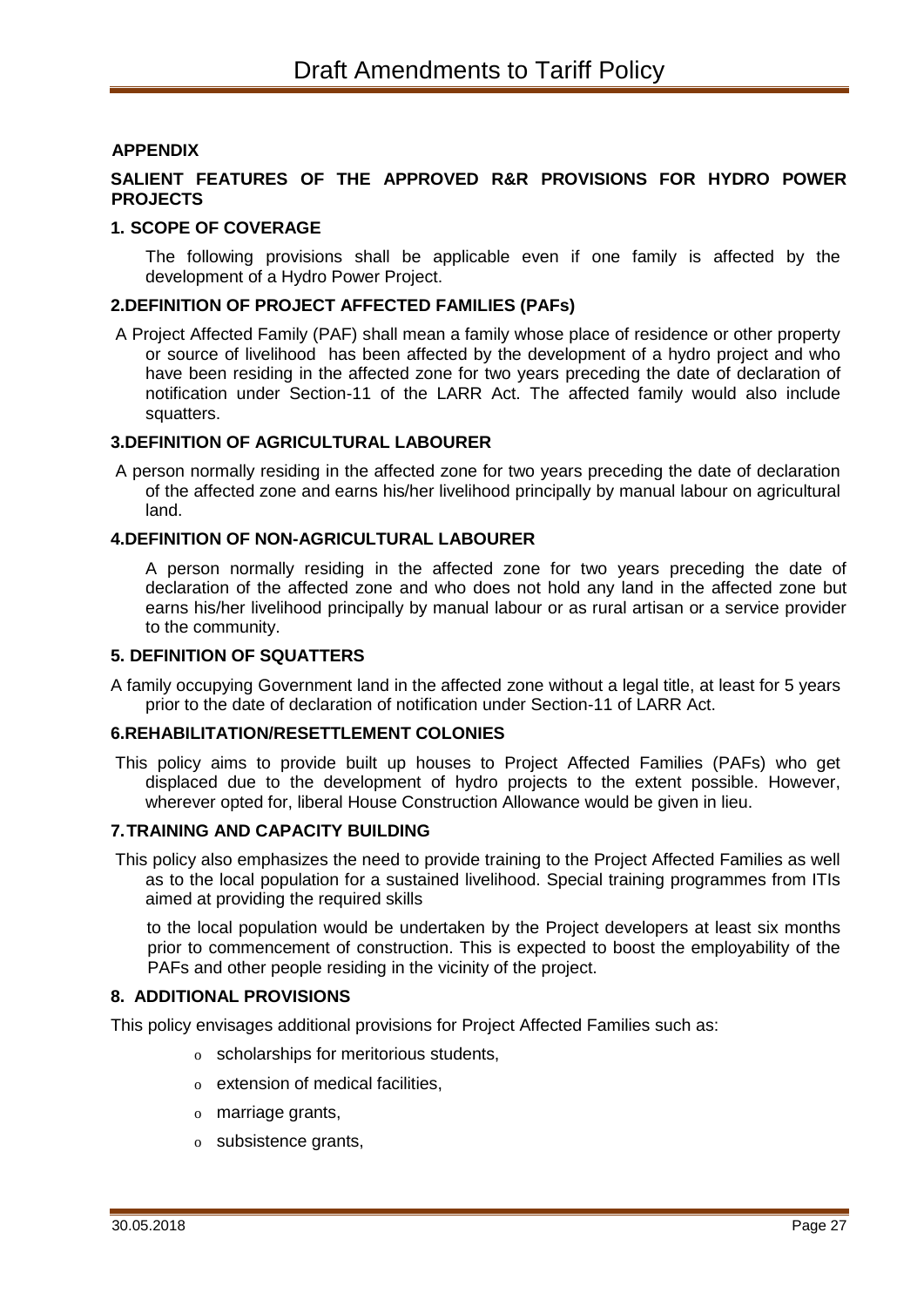**APPENDIX**

**SALIENT FEATURES OF THE APPROVED R&R PROVISIONS FOR HYDRO POWER PROJECTS**

**1. SCOPE OF COVERAGE**

The following provisions shall be applicable even if one family is affected by the development of a Hydro Power Project.

**2.DEFINITION OF PROJECT AFFECTED FAMILIES (PAFs)**

A Project Affected Family (PAF) shall mean a family whose place of residence or other property or source of livelihood has been affected by the development of a hydro project and who have been residing in the affected zone for two years preceding the date of declaration of notification under Section-11 of the LARR Act. The affected family would also include squatters.

**3.DEFINITION OF AGRICULTURAL LABOURER**

A person normally residing in the affected zone for two years preceding the date of declaration of the affected zone and earns his/her livelihood principally by manual labour on agricultural land.

**4.DEFINITION OF NON-AGRICULTURAL LABOURER**

A person normally residing in the affected zone for two years preceding the date of declaration of the affected zone and who does not hold any land in the affected zone but earns his/her livelihood principally by manual labour or as rural artisan or a service provider to the community.

**5. DEFINITION OF SQUATTERS**

A family occupying Government land in the affected zone without a legal title, at least for 5 years prior to the date of declaration of notification under Section-11 of LARR Act.

**6.REHABILITATION/RESETTLEMENT COLONIES**

This policy aims to provide built up houses to Project Affected Families (PAFs) who get displaced due to the development of hydro projects to the extent possible. However, wherever opted for, liberal House Construction Allowance would be given in lieu.

**7.TRAINING AND CAPACITY BUILDING**

This policy also emphasizes the need to provide training to the Project Affected Families as well as to the local population for a sustained livelihood. Special training programmes from ITIs aimed at providing the required skills

to the local population would be undertaken by the Project developers at least six months prior to commencement of construction. This is expected to boost the employability of the PAFs and other people residing in the vicinity of the project.

**8. ADDITIONAL PROVISIONS**

This policy envisages additional provisions for Project Affected Families such as:

- scholarships for meritorious students,
- extension of medical facilities,
- marriage grants,
- subsistence grants,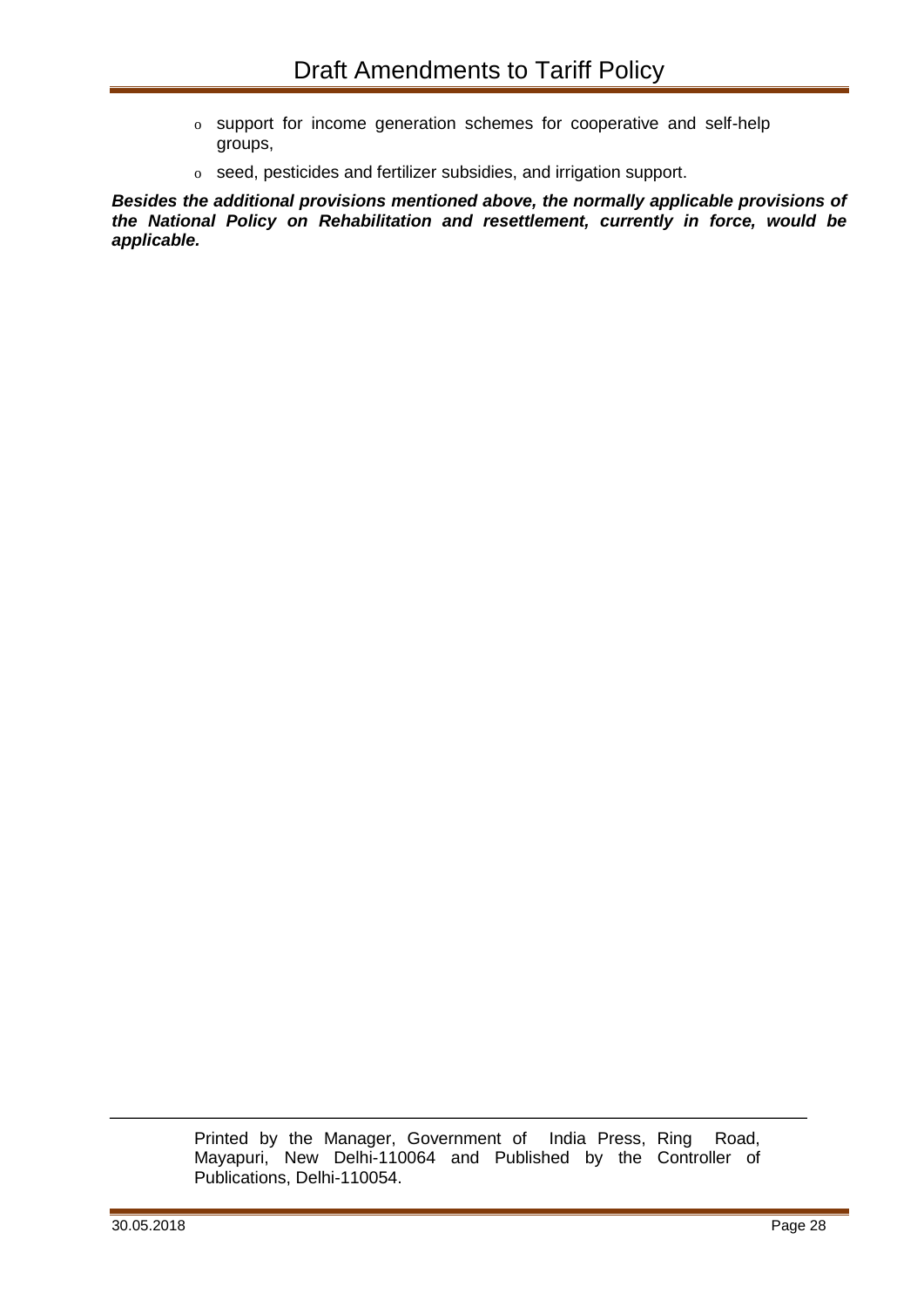- support for income generation schemes for cooperative and self-help groups,
- seed, pesticides and fertilizer subsidies, and irrigation support.

***Besides the additional provisions mentioned above, the normally applicable provisions of the National Policy on Rehabilitation and resettlement, currently in force, would be applicable.***

Printed by the Manager, Government of India Press, Ring Road, Mayapuri, New Delhi-110064 and Published by the Controller of Publications, Delhi-110054.